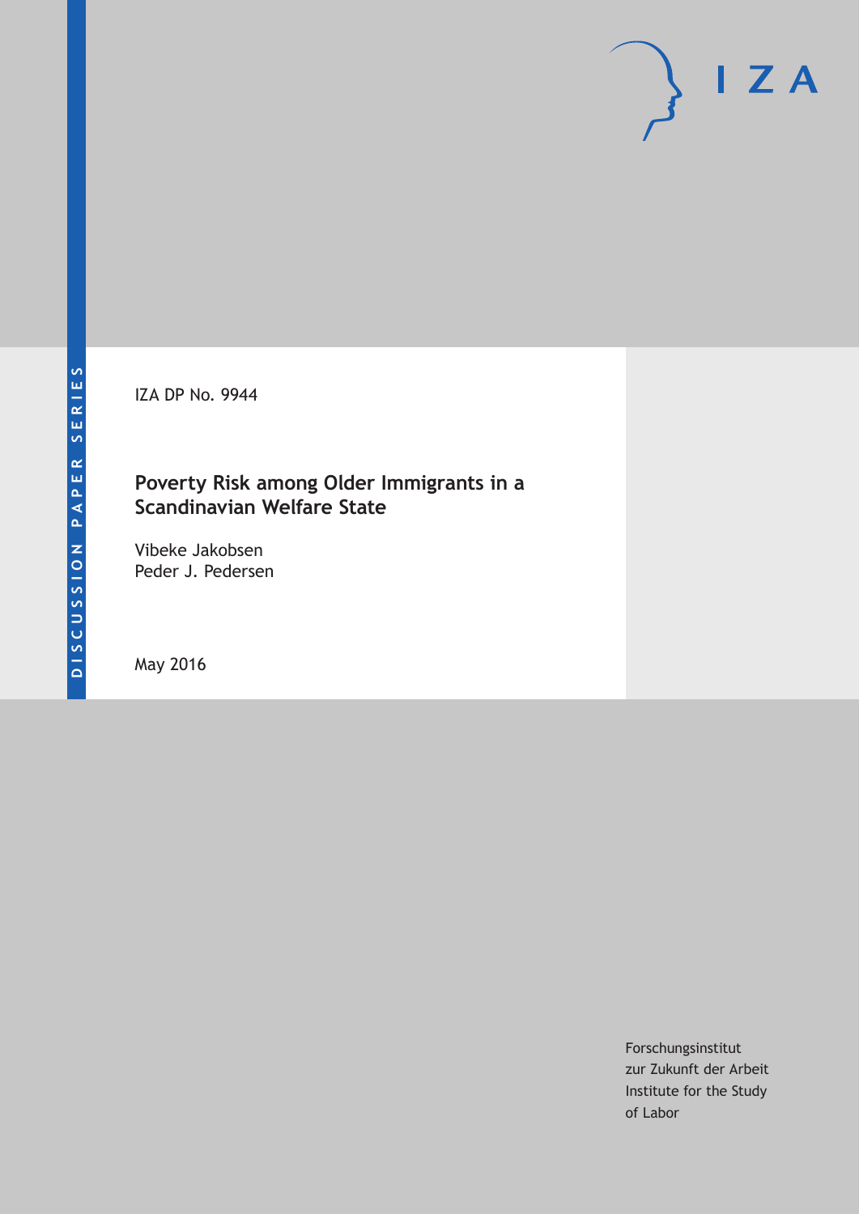DISCUSSION PAPER SERIES

IZA DP No. 9944

# Poverty Risk among Older Immigrants in a Scandinavian Welfare State

Vibeke Jakobsen
Peder J. Pedersen

May 2016

Forschungsinstitut
zur Zukunft der Arbeit
Institute for the Study
of Labor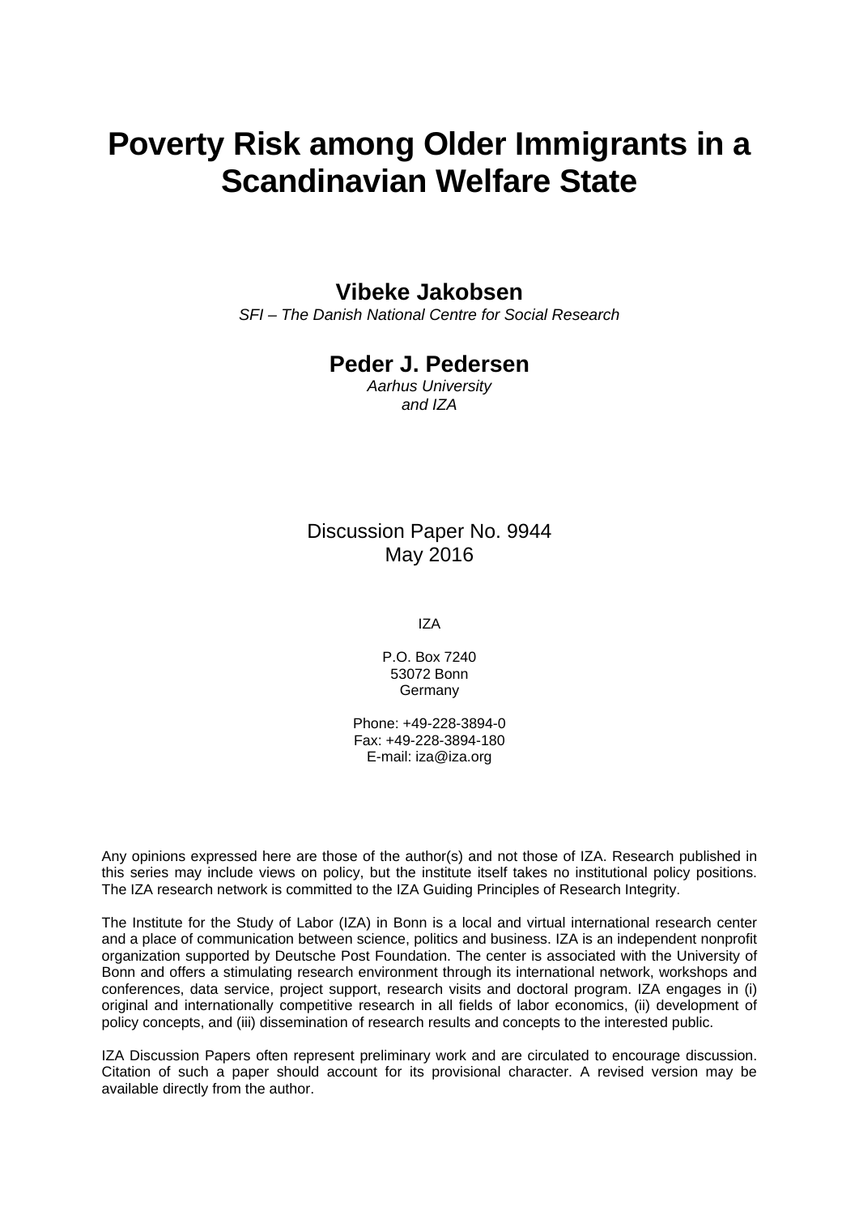# Poverty Risk among Older Immigrants in a Scandinavian Welfare State

**Vibeke Jakobsen**
*SFI – The Danish National Centre for Social Research*

**Peder J. Pedersen**
*Aarhus University*
*and IZA*

Discussion Paper No. 9944
May 2016

IZA

P.O. Box 7240
53072 Bonn
Germany

Phone: +49-228-3894-0
Fax: +49-228-3894-180
E-mail: iza@iza.org

Any opinions expressed here are those of the author(s) and not those of IZA. Research published in this series may include views on policy, but the institute itself takes no institutional policy positions. The IZA research network is committed to the IZA Guiding Principles of Research Integrity.

The Institute for the Study of Labor (IZA) in Bonn is a local and virtual international research center and a place of communication between science, politics and business. IZA is an independent nonprofit organization supported by Deutsche Post Foundation. The center is associated with the University of Bonn and offers a stimulating research environment through its international network, workshops and conferences, data service, project support, research visits and doctoral program. IZA engages in (i) original and internationally competitive research in all fields of labor economics, (ii) development of policy concepts, and (iii) dissemination of research results and concepts to the interested public.

IZA Discussion Papers often represent preliminary work and are circulated to encourage discussion. Citation of such a paper should account for its provisional character. A revised version may be available directly from the author.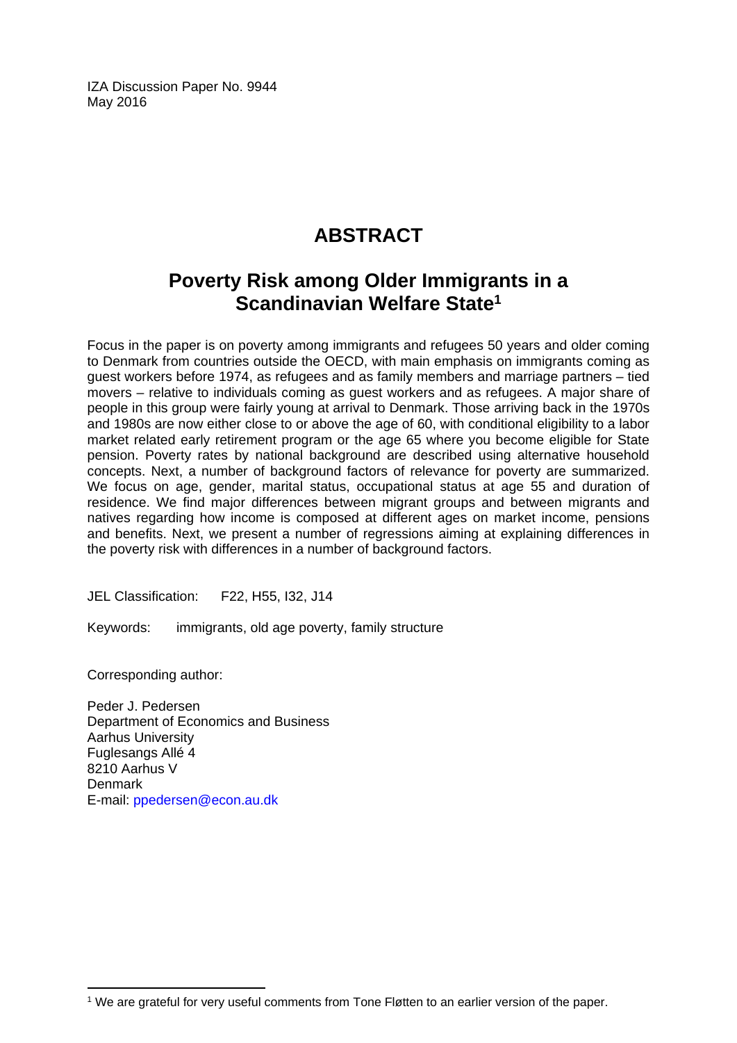IZA Discussion Paper No. 9944
May 2016

# ABSTRACT

## Poverty Risk among Older Immigrants in a Scandinavian Welfare State[1]

Focus in the paper is on poverty among immigrants and refugees 50 years and older coming to Denmark from countries outside the OECD, with main emphasis on immigrants coming as guest workers before 1974, as refugees and as family members and marriage partners – tied movers – relative to individuals coming as guest workers and as refugees. A major share of people in this group were fairly young at arrival to Denmark. Those arriving back in the 1970s and 1980s are now either close to or above the age of 60, with conditional eligibility to a labor market related early retirement program or the age 65 where you become eligible for State pension. Poverty rates by national background are described using alternative household concepts. Next, a number of background factors of relevance for poverty are summarized. We focus on age, gender, marital status, occupational status at age 55 and duration of residence. We find major differences between migrant groups and between migrants and natives regarding how income is composed at different ages on market income, pensions and benefits. Next, we present a number of regressions aiming at explaining differences in the poverty risk with differences in a number of background factors.

JEL Classification: F22, H55, I32, J14

Keywords: immigrants, old age poverty, family structure

Corresponding author:

Peder J. Pedersen
Department of Economics and Business
Aarhus University
Fuglesangs Allé 4
8210 Aarhus V
Denmark
E-mail: ppedersen@econ.au.dk

---

[1] We are grateful for very useful comments from Tone Fløtten to an earlier version of the paper.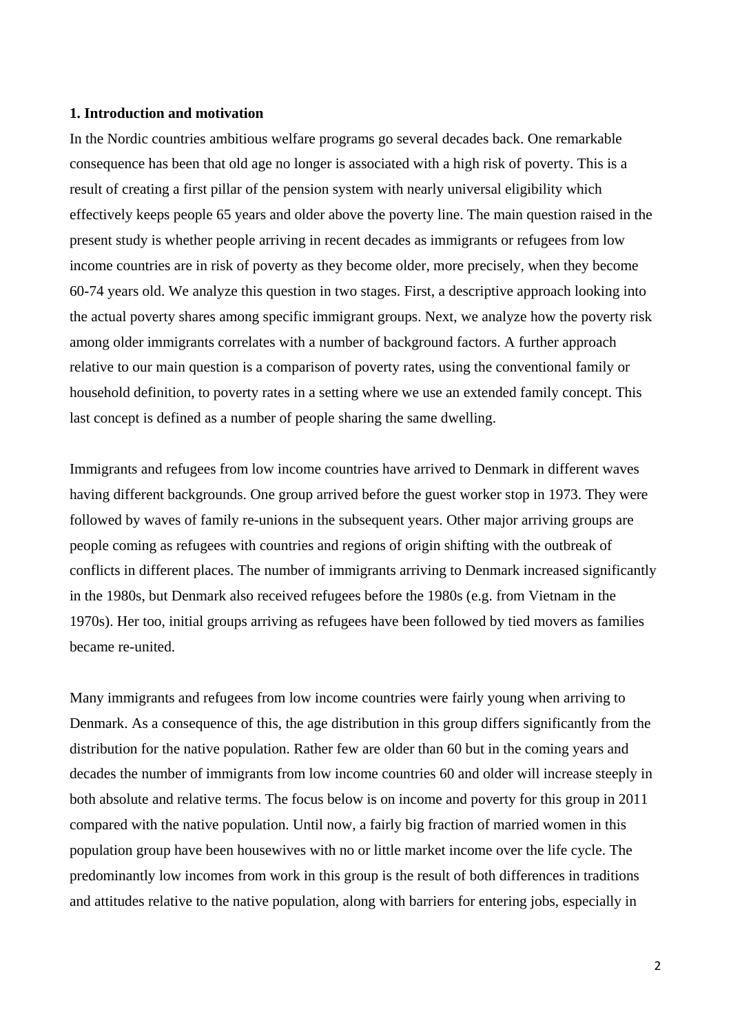### 1. Introduction and motivation

In the Nordic countries ambitious welfare programs go several decades back. One remarkable consequence has been that old age no longer is associated with a high risk of poverty. This is a result of creating a first pillar of the pension system with nearly universal eligibility which effectively keeps people 65 years and older above the poverty line. The main question raised in the present study is whether people arriving in recent decades as immigrants or refugees from low income countries are in risk of poverty as they become older, more precisely, when they become 60-74 years old. We analyze this question in two stages. First, a descriptive approach looking into the actual poverty shares among specific immigrant groups. Next, we analyze how the poverty risk among older immigrants correlates with a number of background factors. A further approach relative to our main question is a comparison of poverty rates, using the conventional family or household definition, to poverty rates in a setting where we use an extended family concept. This last concept is defined as a number of people sharing the same dwelling.

Immigrants and refugees from low income countries have arrived to Denmark in different waves having different backgrounds. One group arrived before the guest worker stop in 1973. They were followed by waves of family re-unions in the subsequent years. Other major arriving groups are people coming as refugees with countries and regions of origin shifting with the outbreak of conflicts in different places. The number of immigrants arriving to Denmark increased significantly in the 1980s, but Denmark also received refugees before the 1980s (e.g. from Vietnam in the 1970s). Her too, initial groups arriving as refugees have been followed by tied movers as families became re-united.

Many immigrants and refugees from low income countries were fairly young when arriving to Denmark. As a consequence of this, the age distribution in this group differs significantly from the distribution for the native population. Rather few are older than 60 but in the coming years and decades the number of immigrants from low income countries 60 and older will increase steeply in both absolute and relative terms. The focus below is on income and poverty for this group in 2011 compared with the native population. Until now, a fairly big fraction of married women in this population group have been housewives with no or little market income over the life cycle. The predominantly low incomes from work in this group is the result of both differences in traditions and attitudes relative to the native population, along with barriers for entering jobs, especially in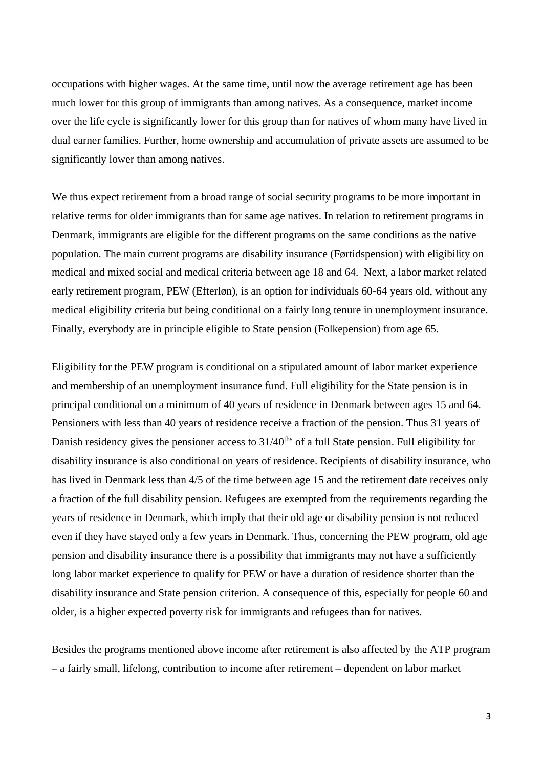occupations with higher wages. At the same time, until now the average retirement age has been much lower for this group of immigrants than among natives. As a consequence, market income over the life cycle is significantly lower for this group than for natives of whom many have lived in dual earner families. Further, home ownership and accumulation of private assets are assumed to be significantly lower than among natives.

We thus expect retirement from a broad range of social security programs to be more important in relative terms for older immigrants than for same age natives. In relation to retirement programs in Denmark, immigrants are eligible for the different programs on the same conditions as the native population. The main current programs are disability insurance (Førtidspension) with eligibility on medical and mixed social and medical criteria between age 18 and 64. Next, a labor market related early retirement program, PEW (Efterløn), is an option for individuals 60-64 years old, without any medical eligibility criteria but being conditional on a fairly long tenure in unemployment insurance. Finally, everybody are in principle eligible to State pension (Folkepension) from age 65.

Eligibility for the PEW program is conditional on a stipulated amount of labor market experience and membership of an unemployment insurance fund. Full eligibility for the State pension is in principal conditional on a minimum of 40 years of residence in Denmark between ages 15 and 64. Pensioners with less than 40 years of residence receive a fraction of the pension. Thus 31 years of Danish residency gives the pensioner access to 31/40ths of a full State pension. Full eligibility for disability insurance is also conditional on years of residence. Recipients of disability insurance, who has lived in Denmark less than 4/5 of the time between age 15 and the retirement date receives only a fraction of the full disability pension. Refugees are exempted from the requirements regarding the years of residence in Denmark, which imply that their old age or disability pension is not reduced even if they have stayed only a few years in Denmark. Thus, concerning the PEW program, old age pension and disability insurance there is a possibility that immigrants may not have a sufficiently long labor market experience to qualify for PEW or have a duration of residence shorter than the disability insurance and State pension criterion. A consequence of this, especially for people 60 and older, is a higher expected poverty risk for immigrants and refugees than for natives.

Besides the programs mentioned above income after retirement is also affected by the ATP program – a fairly small, lifelong, contribution to income after retirement – dependent on labor market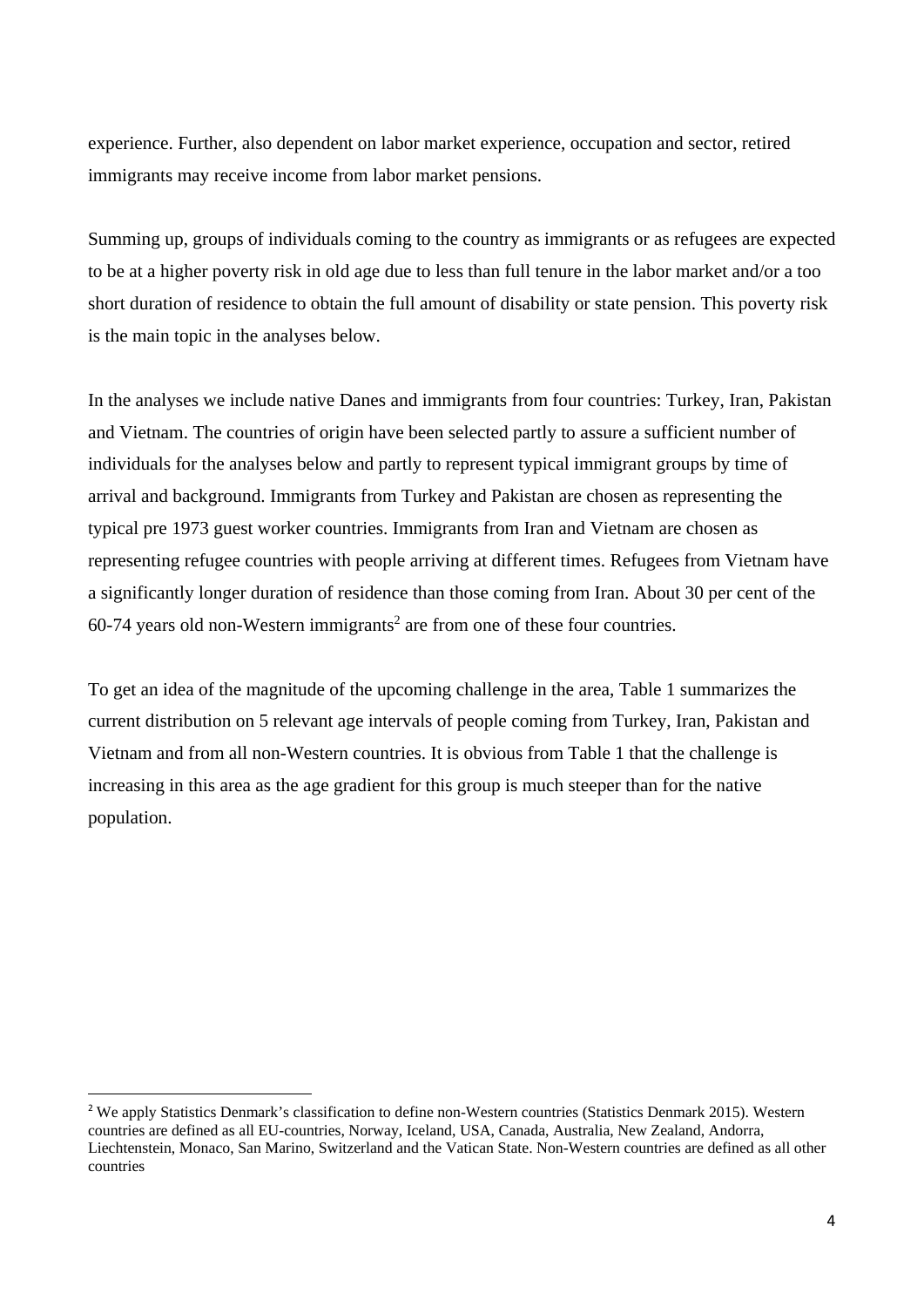experience. Further, also dependent on labor market experience, occupation and sector, retired immigrants may receive income from labor market pensions.

Summing up, groups of individuals coming to the country as immigrants or as refugees are expected to be at a higher poverty risk in old age due to less than full tenure in the labor market and/or a too short duration of residence to obtain the full amount of disability or state pension. This poverty risk is the main topic in the analyses below.

In the analyses we include native Danes and immigrants from four countries: Turkey, Iran, Pakistan and Vietnam. The countries of origin have been selected partly to assure a sufficient number of individuals for the analyses below and partly to represent typical immigrant groups by time of arrival and background. Immigrants from Turkey and Pakistan are chosen as representing the typical pre 1973 guest worker countries. Immigrants from Iran and Vietnam are chosen as representing refugee countries with people arriving at different times. Refugees from Vietnam have a significantly longer duration of residence than those coming from Iran. About 30 per cent of the 60-74 years old non-Western immigrants[2] are from one of these four countries.

To get an idea of the magnitude of the upcoming challenge in the area, Table 1 summarizes the current distribution on 5 relevant age intervals of people coming from Turkey, Iran, Pakistan and Vietnam and from all non-Western countries. It is obvious from Table 1 that the challenge is increasing in this area as the age gradient for this group is much steeper than for the native population.

[2] We apply Statistics Denmark's classification to define non-Western countries (Statistics Denmark 2015). Western countries are defined as all EU-countries, Norway, Iceland, USA, Canada, Australia, New Zealand, Andorra, Liechtenstein, Monaco, San Marino, Switzerland and the Vatican State. Non-Western countries are defined as all other countries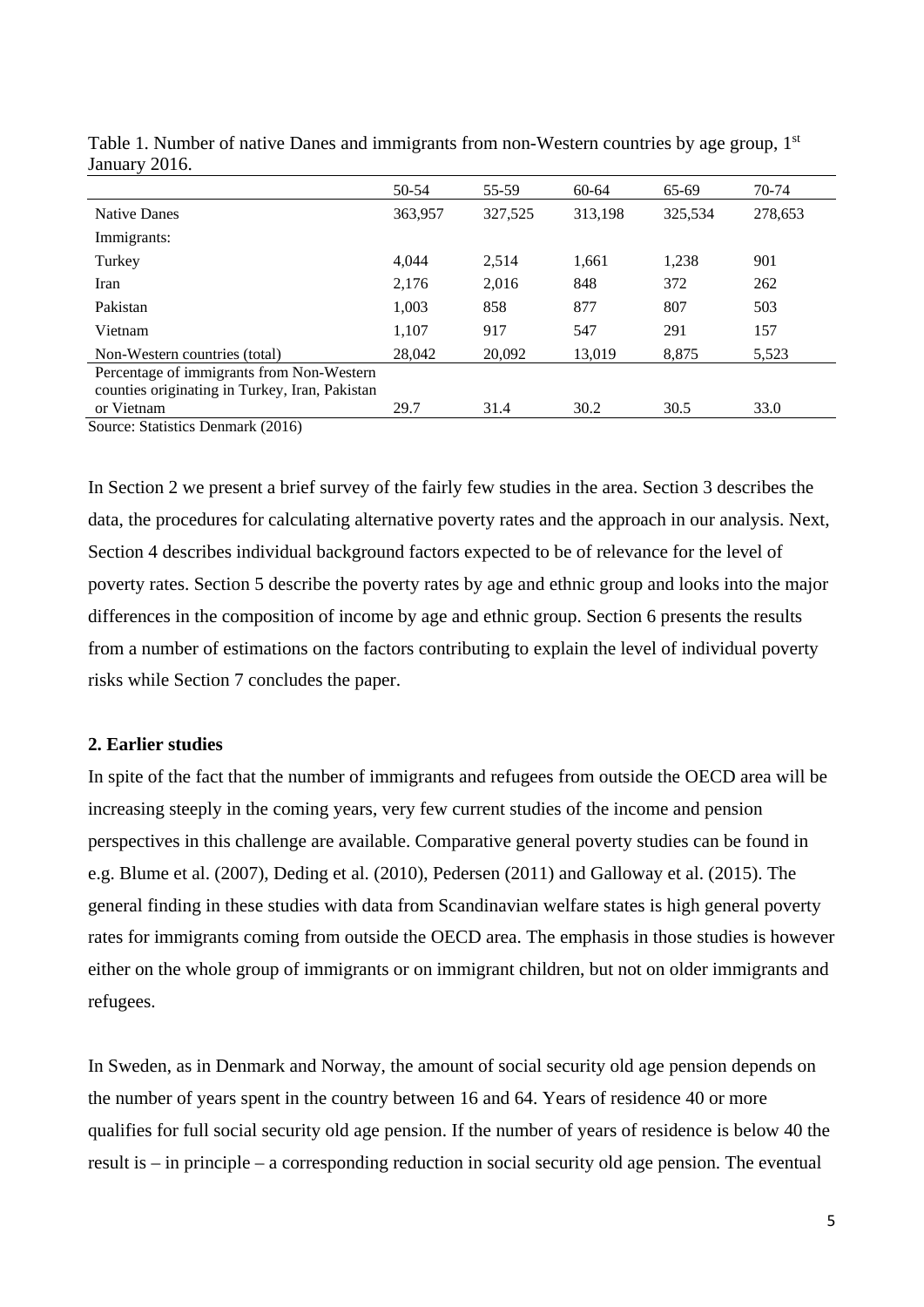Table 1. Number of native Danes and immigrants from non-Western countries by age group, 1st January 2016.

| | 50-54 | 55-59 | 60-64 | 65-69 | 70-74 |
|---|---|---|---|---|---|
| Native Danes | 363,957 | 327,525 | 313,198 | 325,534 | 278,653 |
| Immigrants: | | | | | |
| Turkey | 4,044 | 2,514 | 1,661 | 1,238 | 901 |
| Iran | 2,176 | 2,016 | 848 | 372 | 262 |
| Pakistan | 1,003 | 858 | 877 | 807 | 503 |
| Vietnam | 1,107 | 917 | 547 | 291 | 157 |
| Non-Western countries (total) | 28,042 | 20,092 | 13,019 | 8,875 | 5,523 |
| Percentage of immigrants from Non-Western counties originating in Turkey, Iran, Pakistan or Vietnam | 29.7 | 31.4 | 30.2 | 30.5 | 33.0 |

Source: Statistics Denmark (2016)

In Section 2 we present a brief survey of the fairly few studies in the area. Section 3 describes the data, the procedures for calculating alternative poverty rates and the approach in our analysis. Next, Section 4 describes individual background factors expected to be of relevance for the level of poverty rates. Section 5 describe the poverty rates by age and ethnic group and looks into the major differences in the composition of income by age and ethnic group. Section 6 presents the results from a number of estimations on the factors contributing to explain the level of individual poverty risks while Section 7 concludes the paper.

## 2. Earlier studies

In spite of the fact that the number of immigrants and refugees from outside the OECD area will be increasing steeply in the coming years, very few current studies of the income and pension perspectives in this challenge are available. Comparative general poverty studies can be found in e.g. Blume et al. (2007), Deding et al. (2010), Pedersen (2011) and Galloway et al. (2015). The general finding in these studies with data from Scandinavian welfare states is high general poverty rates for immigrants coming from outside the OECD area. The emphasis in those studies is however either on the whole group of immigrants or on immigrant children, but not on older immigrants and refugees.

In Sweden, as in Denmark and Norway, the amount of social security old age pension depends on the number of years spent in the country between 16 and 64. Years of residence 40 or more qualifies for full social security old age pension. If the number of years of residence is below 40 the result is – in principle – a corresponding reduction in social security old age pension. The eventual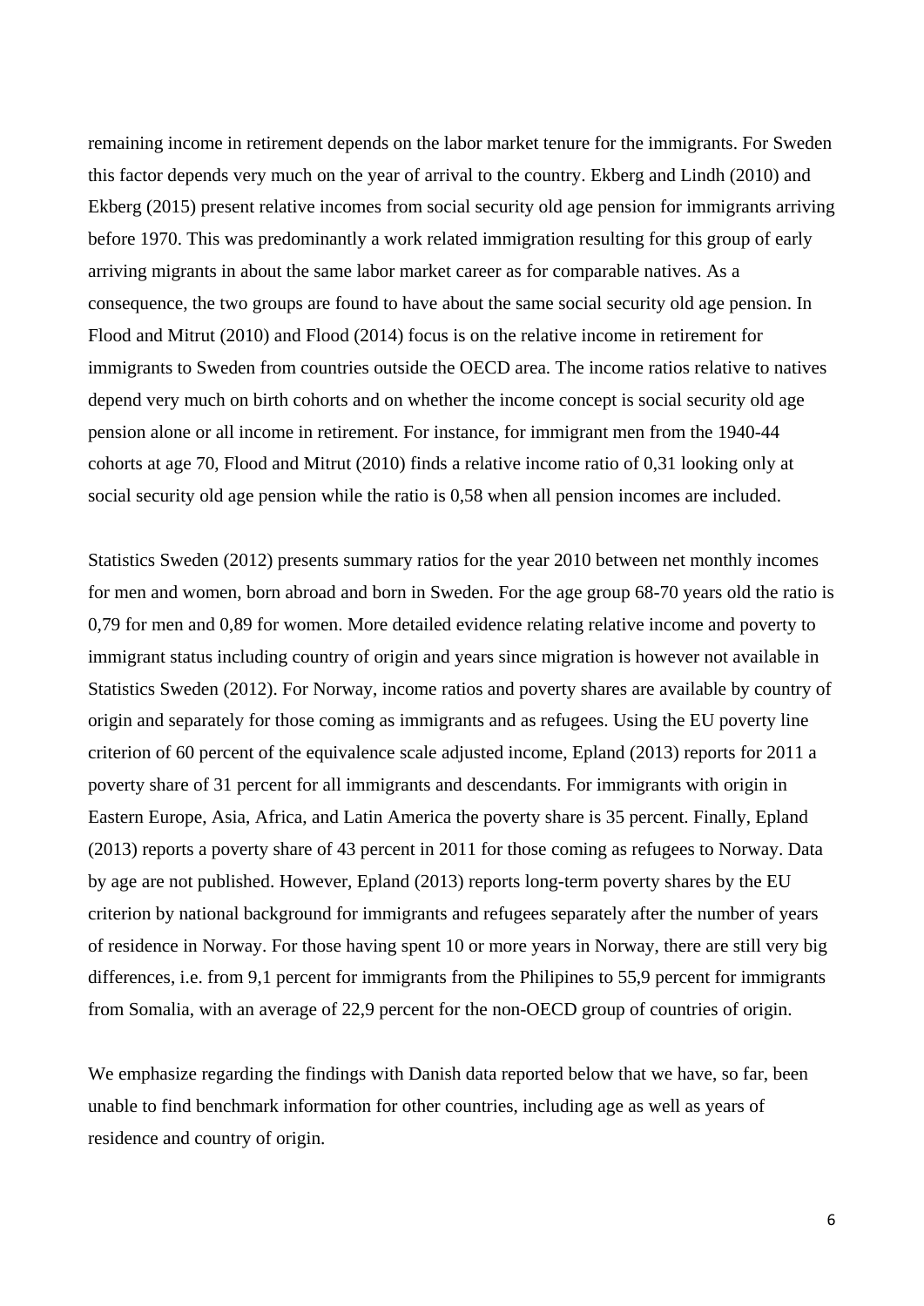remaining income in retirement depends on the labor market tenure for the immigrants. For Sweden this factor depends very much on the year of arrival to the country. Ekberg and Lindh (2010) and Ekberg (2015) present relative incomes from social security old age pension for immigrants arriving before 1970. This was predominantly a work related immigration resulting for this group of early arriving migrants in about the same labor market career as for comparable natives. As a consequence, the two groups are found to have about the same social security old age pension. In Flood and Mitrut (2010) and Flood (2014) focus is on the relative income in retirement for immigrants to Sweden from countries outside the OECD area. The income ratios relative to natives depend very much on birth cohorts and on whether the income concept is social security old age pension alone or all income in retirement. For instance, for immigrant men from the 1940-44 cohorts at age 70, Flood and Mitrut (2010) finds a relative income ratio of 0,31 looking only at social security old age pension while the ratio is 0,58 when all pension incomes are included.

Statistics Sweden (2012) presents summary ratios for the year 2010 between net monthly incomes for men and women, born abroad and born in Sweden. For the age group 68-70 years old the ratio is 0,79 for men and 0,89 for women. More detailed evidence relating relative income and poverty to immigrant status including country of origin and years since migration is however not available in Statistics Sweden (2012). For Norway, income ratios and poverty shares are available by country of origin and separately for those coming as immigrants and as refugees. Using the EU poverty line criterion of 60 percent of the equivalence scale adjusted income, Epland (2013) reports for 2011 a poverty share of 31 percent for all immigrants and descendants. For immigrants with origin in Eastern Europe, Asia, Africa, and Latin America the poverty share is 35 percent. Finally, Epland (2013) reports a poverty share of 43 percent in 2011 for those coming as refugees to Norway. Data by age are not published. However, Epland (2013) reports long-term poverty shares by the EU criterion by national background for immigrants and refugees separately after the number of years of residence in Norway. For those having spent 10 or more years in Norway, there are still very big differences, i.e. from 9,1 percent for immigrants from the Philipines to 55,9 percent for immigrants from Somalia, with an average of 22,9 percent for the non-OECD group of countries of origin.

We emphasize regarding the findings with Danish data reported below that we have, so far, been unable to find benchmark information for other countries, including age as well as years of residence and country of origin.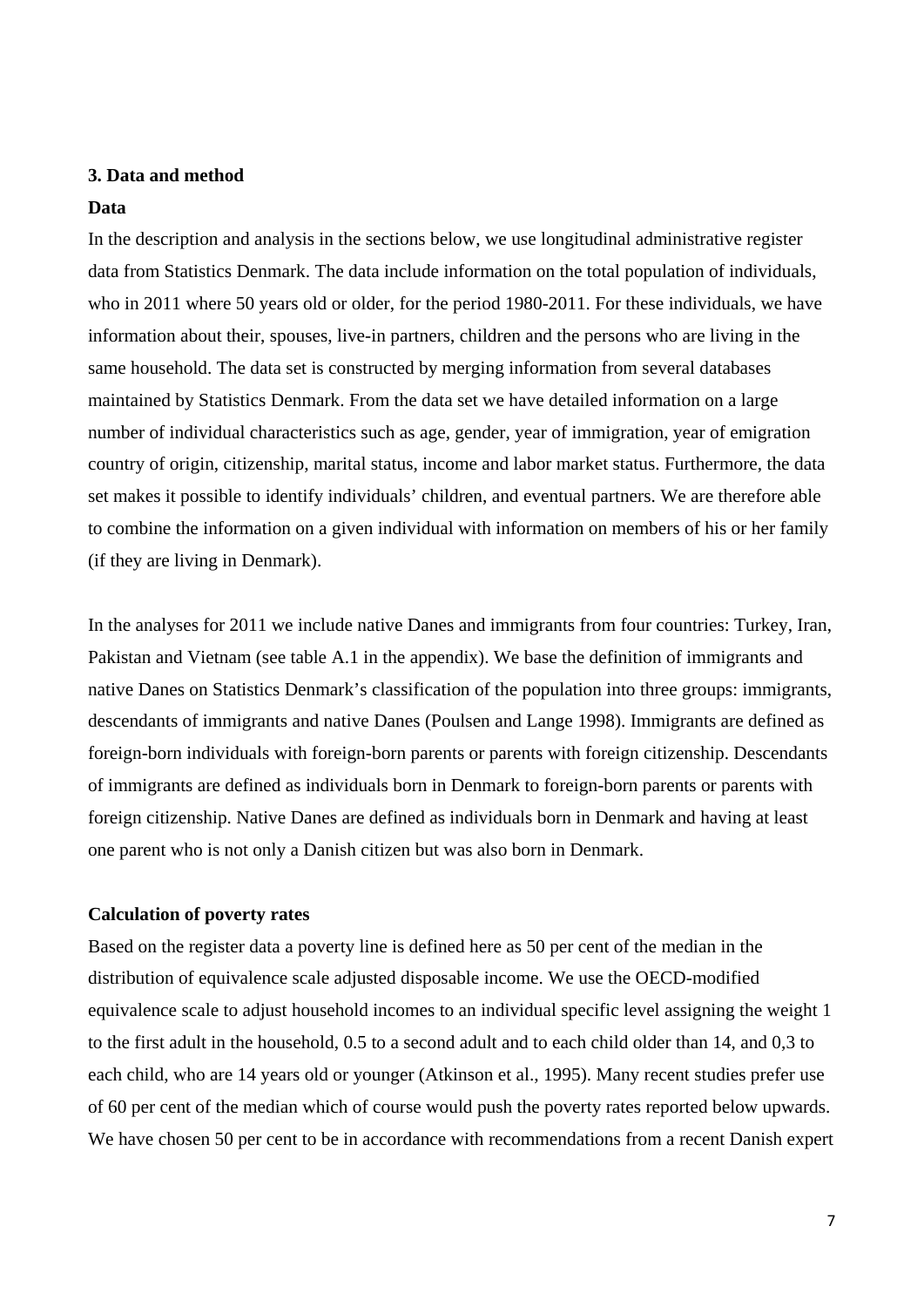### 3. Data and method

**Data**

In the description and analysis in the sections below, we use longitudinal administrative register data from Statistics Denmark. The data include information on the total population of individuals, who in 2011 where 50 years old or older, for the period 1980-2011. For these individuals, we have information about their, spouses, live-in partners, children and the persons who are living in the same household. The data set is constructed by merging information from several databases maintained by Statistics Denmark. From the data set we have detailed information on a large number of individual characteristics such as age, gender, year of immigration, year of emigration country of origin, citizenship, marital status, income and labor market status. Furthermore, the data set makes it possible to identify individuals' children, and eventual partners. We are therefore able to combine the information on a given individual with information on members of his or her family (if they are living in Denmark).

In the analyses for 2011 we include native Danes and immigrants from four countries: Turkey, Iran, Pakistan and Vietnam (see table A.1 in the appendix). We base the definition of immigrants and native Danes on Statistics Denmark's classification of the population into three groups: immigrants, descendants of immigrants and native Danes (Poulsen and Lange 1998). Immigrants are defined as foreign-born individuals with foreign-born parents or parents with foreign citizenship. Descendants of immigrants are defined as individuals born in Denmark to foreign-born parents or parents with foreign citizenship. Native Danes are defined as individuals born in Denmark and having at least one parent who is not only a Danish citizen but was also born in Denmark.

**Calculation of poverty rates**

Based on the register data a poverty line is defined here as 50 per cent of the median in the distribution of equivalence scale adjusted disposable income. We use the OECD-modified equivalence scale to adjust household incomes to an individual specific level assigning the weight 1 to the first adult in the household, 0.5 to a second adult and to each child older than 14, and 0,3 to each child, who are 14 years old or younger (Atkinson et al., 1995). Many recent studies prefer use of 60 per cent of the median which of course would push the poverty rates reported below upwards. We have chosen 50 per cent to be in accordance with recommendations from a recent Danish expert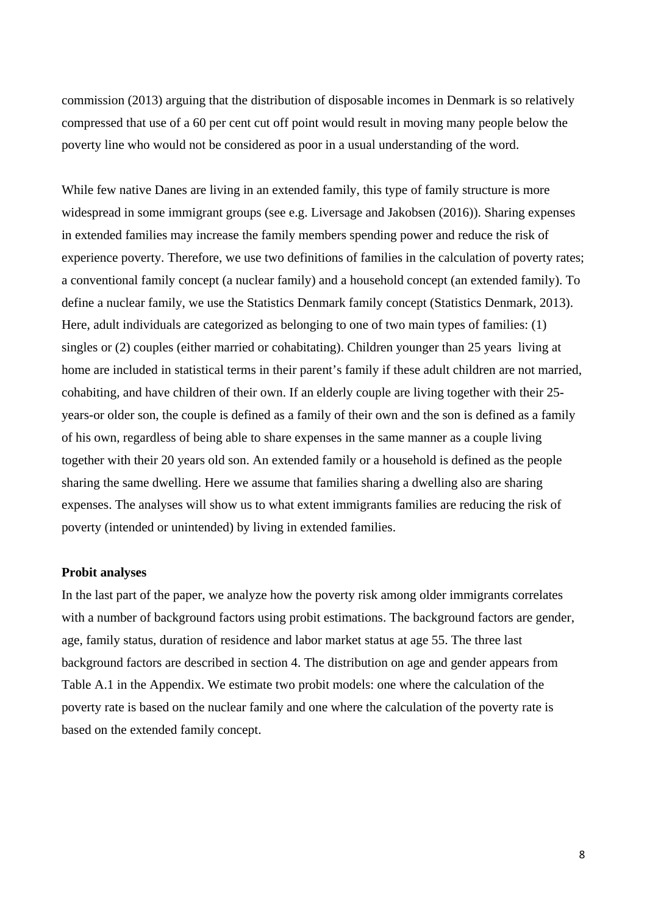commission (2013) arguing that the distribution of disposable incomes in Denmark is so relatively compressed that use of a 60 per cent cut off point would result in moving many people below the poverty line who would not be considered as poor in a usual understanding of the word.

While few native Danes are living in an extended family, this type of family structure is more widespread in some immigrant groups (see e.g. Liversage and Jakobsen (2016)). Sharing expenses in extended families may increase the family members spending power and reduce the risk of experience poverty. Therefore, we use two definitions of families in the calculation of poverty rates; a conventional family concept (a nuclear family) and a household concept (an extended family). To define a nuclear family, we use the Statistics Denmark family concept (Statistics Denmark, 2013). Here, adult individuals are categorized as belonging to one of two main types of families: (1) singles or (2) couples (either married or cohabitating). Children younger than 25 years living at home are included in statistical terms in their parent's family if these adult children are not married, cohabiting, and have children of their own. If an elderly couple are living together with their 25-years-or older son, the couple is defined as a family of their own and the son is defined as a family of his own, regardless of being able to share expenses in the same manner as a couple living together with their 20 years old son. An extended family or a household is defined as the people sharing the same dwelling. Here we assume that families sharing a dwelling also are sharing expenses. The analyses will show us to what extent immigrants families are reducing the risk of poverty (intended or unintended) by living in extended families.

**Probit analyses**

In the last part of the paper, we analyze how the poverty risk among older immigrants correlates with a number of background factors using probit estimations. The background factors are gender, age, family status, duration of residence and labor market status at age 55. The three last background factors are described in section 4. The distribution on age and gender appears from Table A.1 in the Appendix. We estimate two probit models: one where the calculation of the poverty rate is based on the nuclear family and one where the calculation of the poverty rate is based on the extended family concept.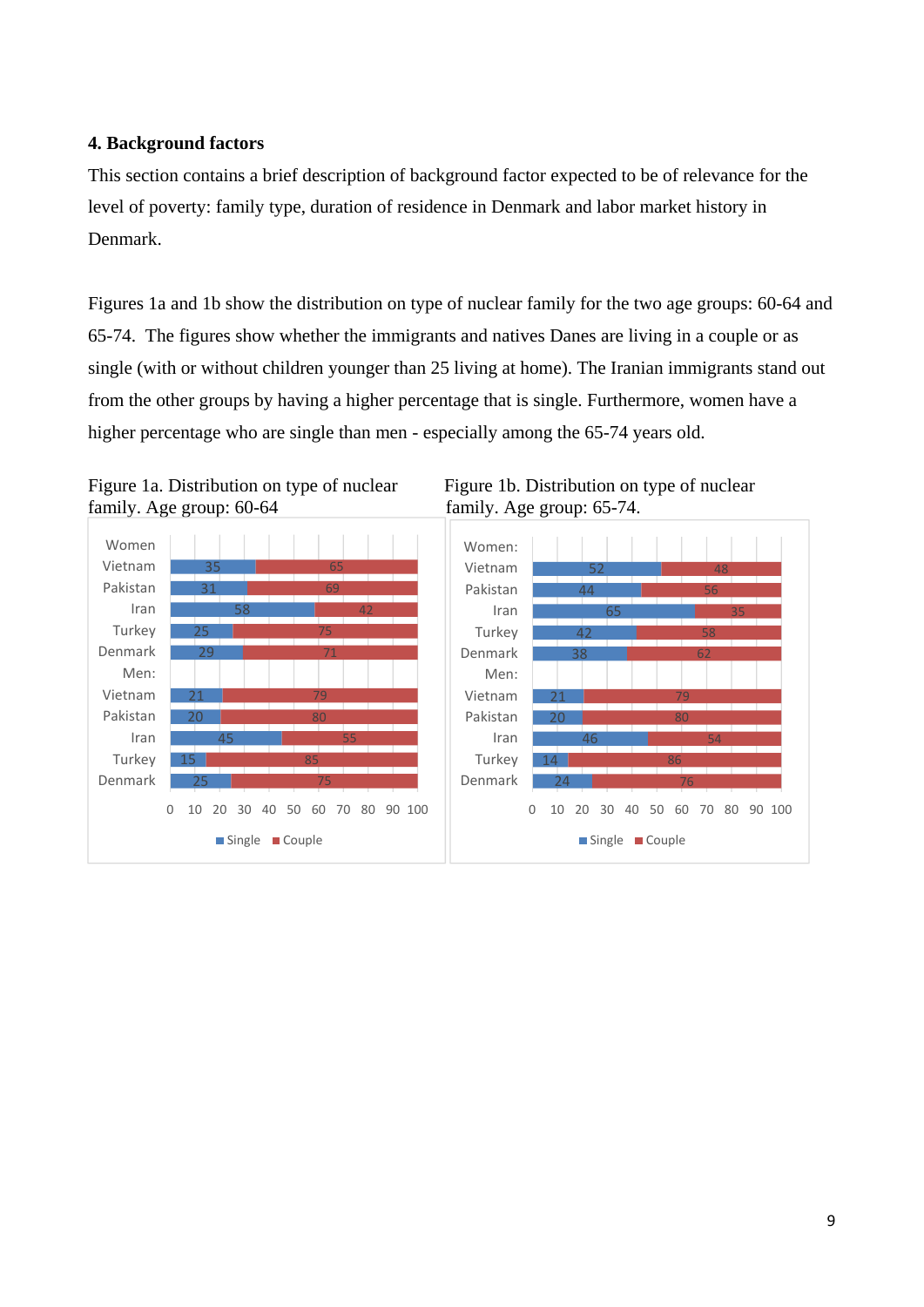### 4. Background factors

This section contains a brief description of background factor expected to be of relevance for the level of poverty: family type, duration of residence in Denmark and labor market history in Denmark.

Figures 1a and 1b show the distribution on type of nuclear family for the two age groups: 60-64 and 65-74. The figures show whether the immigrants and natives Danes are living in a couple or as single (with or without children younger than 25 living at home). The Iranian immigrants stand out from the other groups by having a higher percentage that is single. Furthermore, women have a higher percentage who are single than men - especially among the 65-74 years old.

Figure 1a. Distribution on type of nuclear family. Age group: 60-64

| | Single | Couple |
|---|---|---|
| **Women** | | |
| Vietnam | 35 | 65 |
| Pakistan | 31 | 69 |
| Iran | 58 | 42 |
| Turkey | 25 | 75 |
| Denmark | 29 | 71 |
| **Men:** | | |
| Vietnam | 21 | 79 |
| Pakistan | 20 | 80 |
| Iran | 45 | 55 |
| Turkey | 15 | 85 |
| Denmark | 25 | 75 |

Figure 1b. Distribution on type of nuclear family. Age group: 65-74.

| | Single | Couple |
|---|---|---|
| **Women:** | | |
| Vietnam | 52 | 48 |
| Pakistan | 44 | 56 |
| Iran | 65 | 35 |
| Turkey | 42 | 58 |
| Denmark | 38 | 62 |
| **Men:** | | |
| Vietnam | 21 | 79 |
| Pakistan | 20 | 80 |
| Iran | 46 | 54 |
| Turkey | 14 | 86 |
| Denmark | 24 | 76 |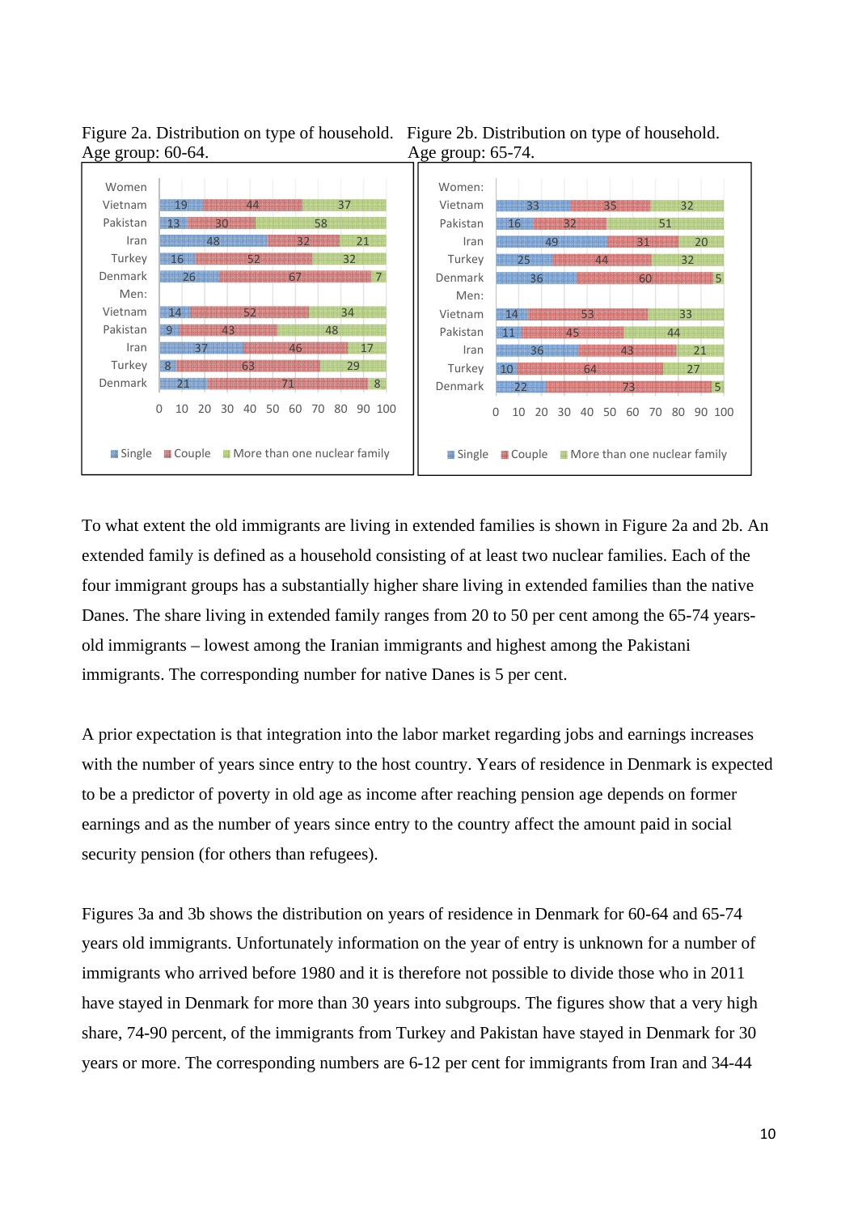Figure 2a. Distribution on type of household. Age group: 60-64.

| | Single | Couple | More than one nuclear family |
|---|---|---|---|
| **Women** | | | |
| Vietnam | 19 | 44 | 37 |
| Pakistan | 13 | 30 | 58 |
| Iran | 48 | 32 | 21 |
| Turkey | 16 | 52 | 32 |
| Denmark | 26 | 67 | 7 |
| **Men:** | | | |
| Vietnam | 14 | 52 | 34 |
| Pakistan | 9 | 43 | 48 |
| Iran | 37 | 46 | 17 |
| Turkey | 8 | 63 | 29 |
| Denmark | 21 | 71 | 8 |

Figure 2b. Distribution on type of household. Age group: 65-74.

| | Single | Couple | More than one nuclear family |
|---|---|---|---|
| **Women:** | | | |
| Vietnam | 33 | 35 | 32 |
| Pakistan | 16 | 32 | 51 |
| Iran | 49 | 31 | 20 |
| Turkey | 25 | 44 | 32 |
| Denmark | 36 | 60 | 5 |
| **Men:** | | | |
| Vietnam | 14 | 53 | 33 |
| Pakistan | 11 | 45 | 44 |
| Iran | 36 | 43 | 21 |
| Turkey | 10 | 64 | 27 |
| Denmark | 22 | 73 | 5 |

To what extent the old immigrants are living in extended families is shown in Figure 2a and 2b. An extended family is defined as a household consisting of at least two nuclear families. Each of the four immigrant groups has a substantially higher share living in extended families than the native Danes. The share living in extended family ranges from 20 to 50 per cent among the 65-74 years-old immigrants – lowest among the Iranian immigrants and highest among the Pakistani immigrants. The corresponding number for native Danes is 5 per cent.

A prior expectation is that integration into the labor market regarding jobs and earnings increases with the number of years since entry to the host country. Years of residence in Denmark is expected to be a predictor of poverty in old age as income after reaching pension age depends on former earnings and as the number of years since entry to the country affect the amount paid in social security pension (for others than refugees).

Figures 3a and 3b shows the distribution on years of residence in Denmark for 60-64 and 65-74 years old immigrants. Unfortunately information on the year of entry is unknown for a number of immigrants who arrived before 1980 and it is therefore not possible to divide those who in 2011 have stayed in Denmark for more than 30 years into subgroups. The figures show that a very high share, 74-90 percent, of the immigrants from Turkey and Pakistan have stayed in Denmark for 30 years or more. The corresponding numbers are 6-12 per cent for immigrants from Iran and 34-44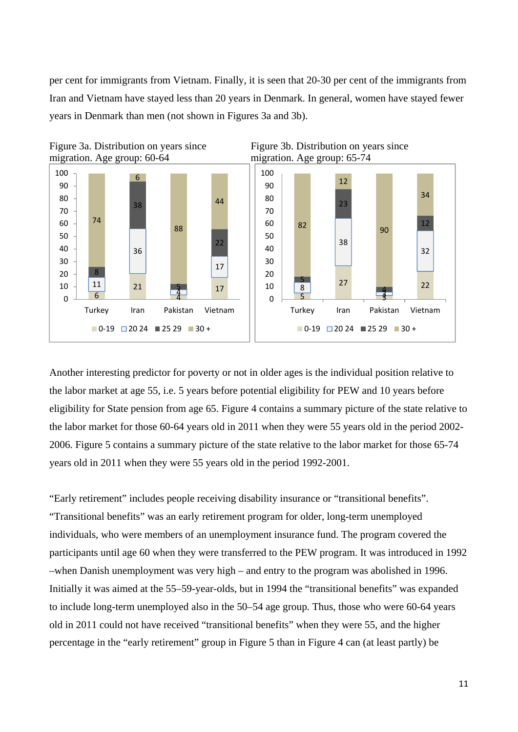per cent for immigrants from Vietnam. Finally, it is seen that 20-30 per cent of the immigrants from Iran and Vietnam have stayed less than 20 years in Denmark. In general, women have stayed fewer years in Denmark than men (not shown in Figures 3a and 3b).

Figure 3a. Distribution on years since migration. Age group: 60-64

| | Turkey | Iran | Pakistan | Vietnam |
|---|---|---|---|---|
| 0-19 | 6 | 21 | 4 | 17 |
| 20 24 | 11 | 36 | 4 | 17 |
| 25 29 | 8 | 38 | 5 | 22 |
| 30 + | 74 | 6 | 88 | 44 |

Figure 3b. Distribution on years since migration. Age group: 65-74

| | Turkey | Iran | Pakistan | Vietnam |
|---|---|---|---|---|
| 0-19 | 5 | 27 | 3 | 22 |
| 20 24 | 8 | 38 | 3 | 32 |
| 25 29 | 5 | 23 | 4 | 12 |
| 30 + | 82 | 12 | 90 | 34 |

Another interesting predictor for poverty or not in older ages is the individual position relative to the labor market at age 55, i.e. 5 years before potential eligibility for PEW and 10 years before eligibility for State pension from age 65. Figure 4 contains a summary picture of the state relative to the labor market for those 60-64 years old in 2011 when they were 55 years old in the period 2002-2006. Figure 5 contains a summary picture of the state relative to the labor market for those 65-74 years old in 2011 when they were 55 years old in the period 1992-2001.

"Early retirement" includes people receiving disability insurance or "transitional benefits". "Transitional benefits" was an early retirement program for older, long-term unemployed individuals, who were members of an unemployment insurance fund. The program covered the participants until age 60 when they were transferred to the PEW program. It was introduced in 1992 –when Danish unemployment was very high – and entry to the program was abolished in 1996. Initially it was aimed at the 55–59-year-olds, but in 1994 the "transitional benefits" was expanded to include long-term unemployed also in the 50–54 age group. Thus, those who were 60-64 years old in 2011 could not have received "transitional benefits" when they were 55, and the higher percentage in the "early retirement" group in Figure 5 than in Figure 4 can (at least partly) be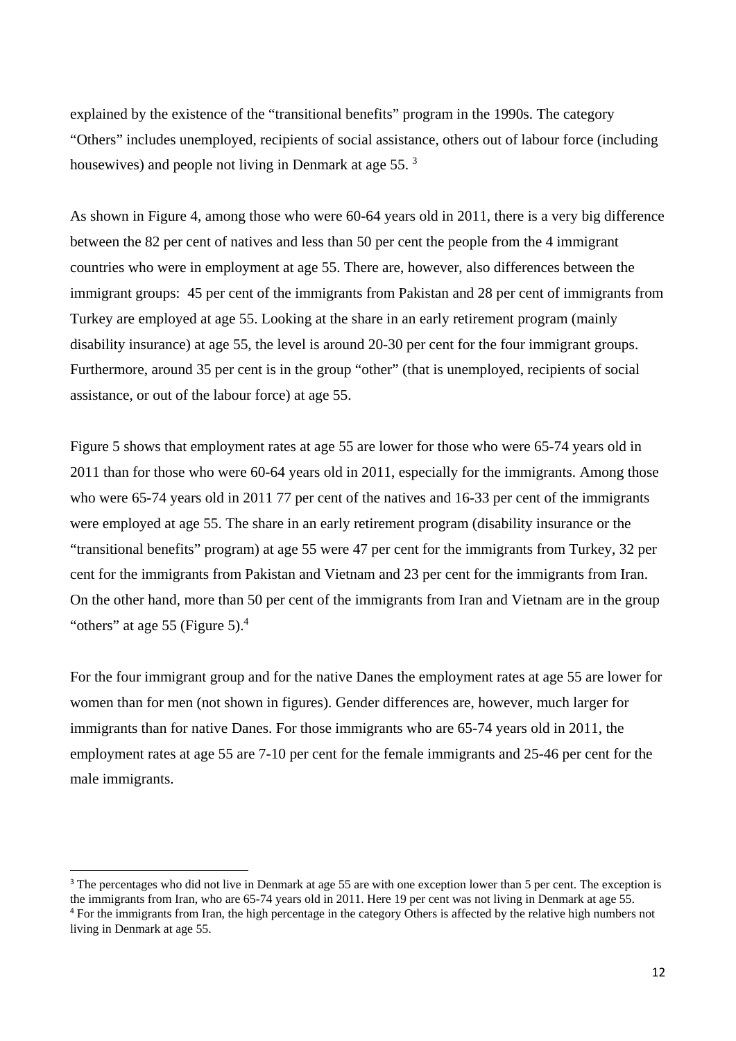explained by the existence of the "transitional benefits" program in the 1990s. The category "Others" includes unemployed, recipients of social assistance, others out of labour force (including housewives) and people not living in Denmark at age 55. [3]

As shown in Figure 4, among those who were 60-64 years old in 2011, there is a very big difference between the 82 per cent of natives and less than 50 per cent the people from the 4 immigrant countries who were in employment at age 55. There are, however, also differences between the immigrant groups: 45 per cent of the immigrants from Pakistan and 28 per cent of immigrants from Turkey are employed at age 55. Looking at the share in an early retirement program (mainly disability insurance) at age 55, the level is around 20-30 per cent for the four immigrant groups. Furthermore, around 35 per cent is in the group "other" (that is unemployed, recipients of social assistance, or out of the labour force) at age 55.

Figure 5 shows that employment rates at age 55 are lower for those who were 65-74 years old in 2011 than for those who were 60-64 years old in 2011, especially for the immigrants. Among those who were 65-74 years old in 2011 77 per cent of the natives and 16-33 per cent of the immigrants were employed at age 55. The share in an early retirement program (disability insurance or the "transitional benefits" program) at age 55 were 47 per cent for the immigrants from Turkey, 32 per cent for the immigrants from Pakistan and Vietnam and 23 per cent for the immigrants from Iran. On the other hand, more than 50 per cent of the immigrants from Iran and Vietnam are in the group "others" at age 55 (Figure 5).[4]

For the four immigrant group and for the native Danes the employment rates at age 55 are lower for women than for men (not shown in figures). Gender differences are, however, much larger for immigrants than for native Danes. For those immigrants who are 65-74 years old in 2011, the employment rates at age 55 are 7-10 per cent for the female immigrants and 25-46 per cent for the male immigrants.

[3] The percentages who did not live in Denmark at age 55 are with one exception lower than 5 per cent. The exception is the immigrants from Iran, who are 65-74 years old in 2011. Here 19 per cent was not living in Denmark at age 55.

[4] For the immigrants from Iran, the high percentage in the category Others is affected by the relative high numbers not living in Denmark at age 55.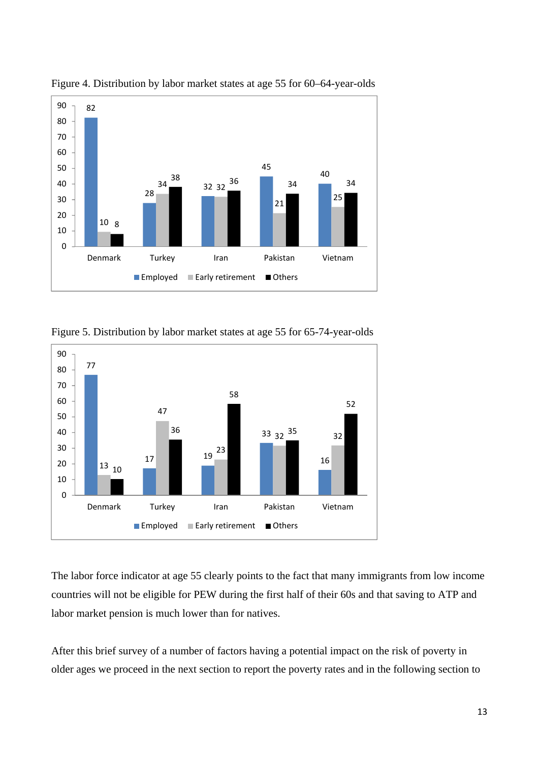Figure 4. Distribution by labor market states at age 55 for 60–64-year-olds

| | Employed | Early retirement | Others |
|---|---|---|---|
| Denmark | 82 | 10 | 8 |
| Turkey | 28 | 34 | 38 |
| Iran | 32 | 32 | 36 |
| Pakistan | 45 | 21 | 34 |
| Vietnam | 40 | 25 | 34 |

Figure 5. Distribution by labor market states at age 55 for 65-74-year-olds

| | Employed | Early retirement | Others |
|---|---|---|---|
| Denmark | 77 | 13 | 10 |
| Turkey | 17 | 47 | 36 |
| Iran | 19 | 23 | 58 |
| Pakistan | 33 | 32 | 35 |
| Vietnam | 16 | 32 | 52 |

The labor force indicator at age 55 clearly points to the fact that many immigrants from low income countries will not be eligible for PEW during the first half of their 60s and that saving to ATP and labor market pension is much lower than for natives.

After this brief survey of a number of factors having a potential impact on the risk of poverty in older ages we proceed in the next section to report the poverty rates and in the following section to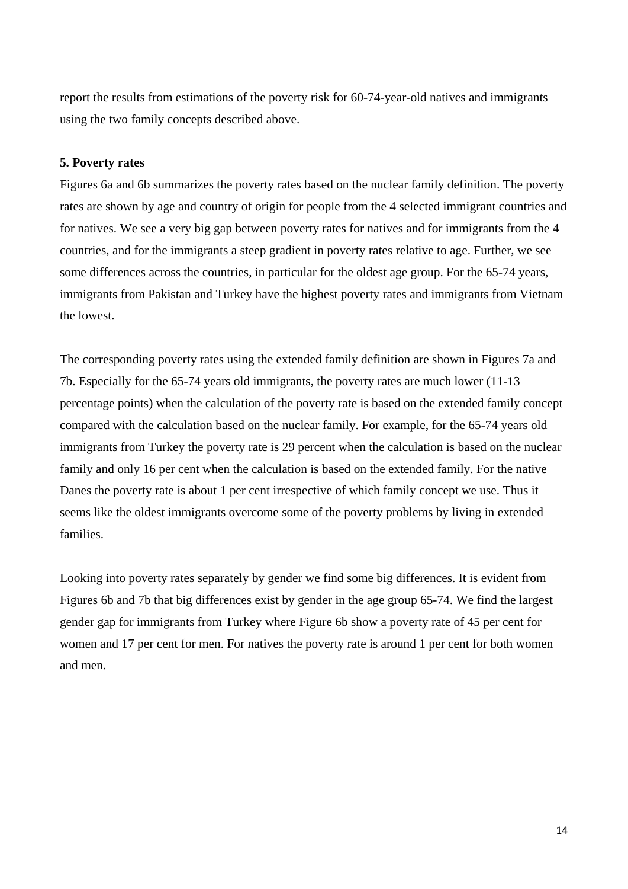report the results from estimations of the poverty risk for 60-74-year-old natives and immigrants using the two family concepts described above.

## 5. Poverty rates

Figures 6a and 6b summarizes the poverty rates based on the nuclear family definition. The poverty rates are shown by age and country of origin for people from the 4 selected immigrant countries and for natives. We see a very big gap between poverty rates for natives and for immigrants from the 4 countries, and for the immigrants a steep gradient in poverty rates relative to age. Further, we see some differences across the countries, in particular for the oldest age group. For the 65-74 years, immigrants from Pakistan and Turkey have the highest poverty rates and immigrants from Vietnam the lowest.

The corresponding poverty rates using the extended family definition are shown in Figures 7a and 7b. Especially for the 65-74 years old immigrants, the poverty rates are much lower (11-13 percentage points) when the calculation of the poverty rate is based on the extended family concept compared with the calculation based on the nuclear family. For example, for the 65-74 years old immigrants from Turkey the poverty rate is 29 percent when the calculation is based on the nuclear family and only 16 per cent when the calculation is based on the extended family. For the native Danes the poverty rate is about 1 per cent irrespective of which family concept we use. Thus it seems like the oldest immigrants overcome some of the poverty problems by living in extended families.

Looking into poverty rates separately by gender we find some big differences. It is evident from Figures 6b and 7b that big differences exist by gender in the age group 65-74. We find the largest gender gap for immigrants from Turkey where Figure 6b show a poverty rate of 45 per cent for women and 17 per cent for men. For natives the poverty rate is around 1 per cent for both women and men.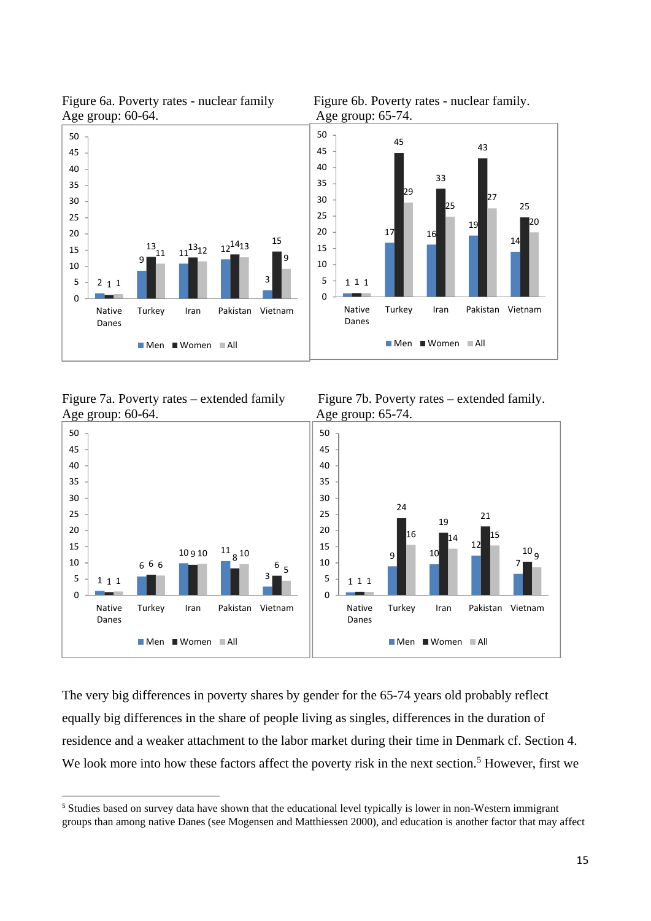Figure 6a. Poverty rates - nuclear family
Age group: 60-64.

| | Men | Women | All |
|---|---|---|---|
| Native Danes | 2 | 1 | 1 |
| Turkey | 9 | 13 | 11 |
| Iran | 11 | 13 | 12 |
| Pakistan | 12 | 14 | 13 |
| Vietnam | 3 | 15 | 9 |

Figure 6b. Poverty rates - nuclear family.
Age group: 65-74.

| | Men | Women | All |
|---|---|---|---|
| Native Danes | 1 | 1 | 1 |
| Turkey | 17 | 45 | 29 |
| Iran | 16 | 33 | 25 |
| Pakistan | 19 | 43 | 27 |
| Vietnam | 14 | 25 | 20 |

Figure 7a. Poverty rates – extended family
Age group: 60-64.

| | Men | Women | All |
|---|---|---|---|
| Native Danes | 1 | 1 | 1 |
| Turkey | 6 | 6 | 6 |
| Iran | 10 | 9 | 10 |
| Pakistan | 11 | 8 | 10 |
| Vietnam | 3 | 6 | 5 |

Figure 7b. Poverty rates – extended family.
Age group: 65-74.

| | Men | Women | All |
|---|---|---|---|
| Native Danes | 1 | 1 | 1 |
| Turkey | 9 | 24 | 16 |
| Iran | 10 | 19 | 14 |
| Pakistan | 12 | 21 | 15 |
| Vietnam | 7 | 10 | 9 |

The very big differences in poverty shares by gender for the 65-74 years old probably reflect equally big differences in the share of people living as singles, differences in the duration of residence and a weaker attachment to the labor market during their time in Denmark cf. Section 4. We look more into how these factors affect the poverty risk in the next section.[5] However, first we

[5] Studies based on survey data have shown that the educational level typically is lower in non-Western immigrant groups than among native Danes (see Mogensen and Matthiessen 2000), and education is another factor that may affect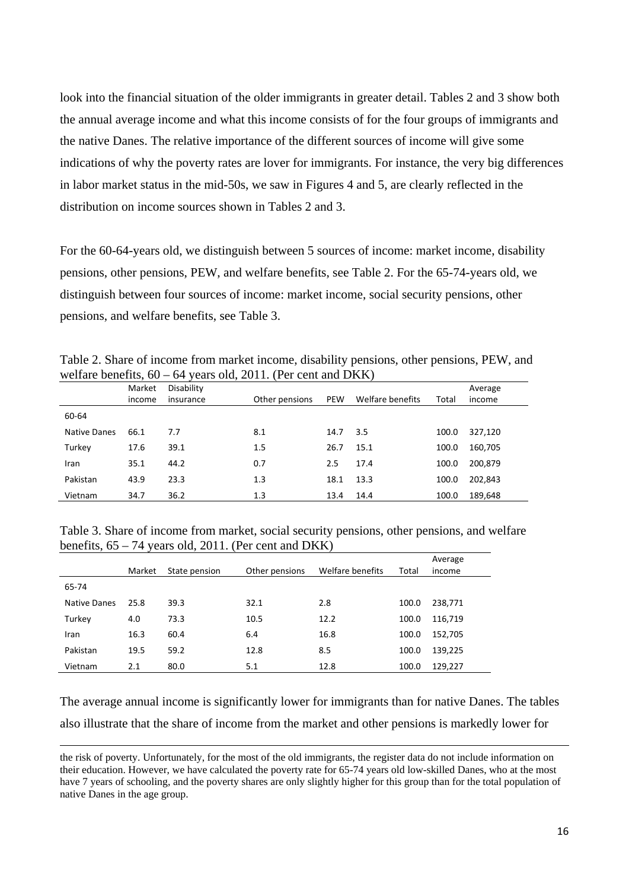look into the financial situation of the older immigrants in greater detail. Tables 2 and 3 show both the annual average income and what this income consists of for the four groups of immigrants and the native Danes. The relative importance of the different sources of income will give some indications of why the poverty rates are lover for immigrants. For instance, the very big differences in labor market status in the mid-50s, we saw in Figures 4 and 5, are clearly reflected in the distribution on income sources shown in Tables 2 and 3.

For the 60-64-years old, we distinguish between 5 sources of income: market income, disability pensions, other pensions, PEW, and welfare benefits, see Table 2. For the 65-74-years old, we distinguish between four sources of income: market income, social security pensions, other pensions, and welfare benefits, see Table 3.

Table 2. Share of income from market income, disability pensions, other pensions, PEW, and welfare benefits, 60 – 64 years old, 2011. (Per cent and DKK)

| | Market income | Disability insurance | Other pensions | PEW | Welfare benefits | Total | Average income |
|---|---|---|---|---|---|---|---|
| 60-64 | | | | | | | |
| Native Danes | 66.1 | 7.7 | 8.1 | 14.7 | 3.5 | 100.0 | 327,120 |
| Turkey | 17.6 | 39.1 | 1.5 | 26.7 | 15.1 | 100.0 | 160,705 |
| Iran | 35.1 | 44.2 | 0.7 | 2.5 | 17.4 | 100.0 | 200,879 |
| Pakistan | 43.9 | 23.3 | 1.3 | 18.1 | 13.3 | 100.0 | 202,843 |
| Vietnam | 34.7 | 36.2 | 1.3 | 13.4 | 14.4 | 100.0 | 189,648 |

Table 3. Share of income from market, social security pensions, other pensions, and welfare benefits, 65 – 74 years old, 2011. (Per cent and DKK)

| | Market | State pension | Other pensions | Welfare benefits | Total | Average income |
|---|---|---|---|---|---|---|
| 65-74 | | | | | | |
| Native Danes | 25.8 | 39.3 | 32.1 | 2.8 | 100.0 | 238,771 |
| Turkey | 4.0 | 73.3 | 10.5 | 12.2 | 100.0 | 116,719 |
| Iran | 16.3 | 60.4 | 6.4 | 16.8 | 100.0 | 152,705 |
| Pakistan | 19.5 | 59.2 | 12.8 | 8.5 | 100.0 | 139,225 |
| Vietnam | 2.1 | 80.0 | 5.1 | 12.8 | 100.0 | 129,227 |

The average annual income is significantly lower for immigrants than for native Danes. The tables also illustrate that the share of income from the market and other pensions is markedly lower for

the risk of poverty. Unfortunately, for the most of the old immigrants, the register data do not include information on their education. However, we have calculated the poverty rate for 65-74 years old low-skilled Danes, who at the most have 7 years of schooling, and the poverty shares are only slightly higher for this group than for the total population of native Danes in the age group.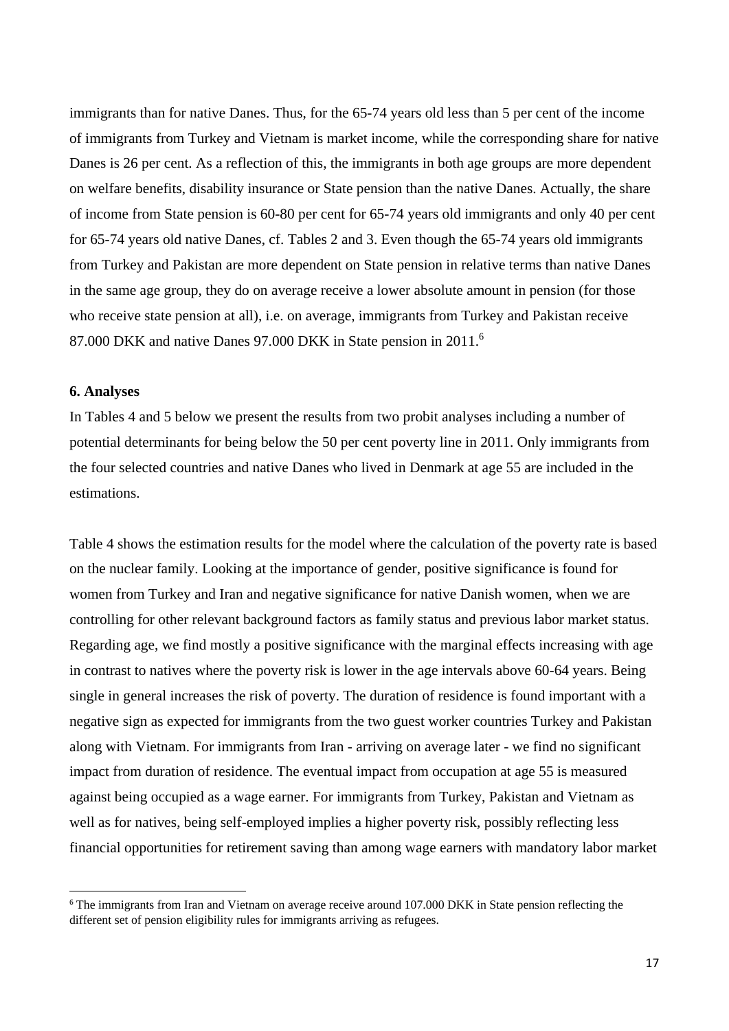immigrants than for native Danes. Thus, for the 65-74 years old less than 5 per cent of the income of immigrants from Turkey and Vietnam is market income, while the corresponding share for native Danes is 26 per cent. As a reflection of this, the immigrants in both age groups are more dependent on welfare benefits, disability insurance or State pension than the native Danes. Actually, the share of income from State pension is 60-80 per cent for 65-74 years old immigrants and only 40 per cent for 65-74 years old native Danes, cf. Tables 2 and 3. Even though the 65-74 years old immigrants from Turkey and Pakistan are more dependent on State pension in relative terms than native Danes in the same age group, they do on average receive a lower absolute amount in pension (for those who receive state pension at all), i.e. on average, immigrants from Turkey and Pakistan receive 87.000 DKK and native Danes 97.000 DKK in State pension in 2011.[6]

### 6. Analyses

In Tables 4 and 5 below we present the results from two probit analyses including a number of potential determinants for being below the 50 per cent poverty line in 2011. Only immigrants from the four selected countries and native Danes who lived in Denmark at age 55 are included in the estimations.

Table 4 shows the estimation results for the model where the calculation of the poverty rate is based on the nuclear family. Looking at the importance of gender, positive significance is found for women from Turkey and Iran and negative significance for native Danish women, when we are controlling for other relevant background factors as family status and previous labor market status. Regarding age, we find mostly a positive significance with the marginal effects increasing with age in contrast to natives where the poverty risk is lower in the age intervals above 60-64 years. Being single in general increases the risk of poverty. The duration of residence is found important with a negative sign as expected for immigrants from the two guest worker countries Turkey and Pakistan along with Vietnam. For immigrants from Iran - arriving on average later - we find no significant impact from duration of residence. The eventual impact from occupation at age 55 is measured against being occupied as a wage earner. For immigrants from Turkey, Pakistan and Vietnam as well as for natives, being self-employed implies a higher poverty risk, possibly reflecting less financial opportunities for retirement saving than among wage earners with mandatory labor market

---

[6] The immigrants from Iran and Vietnam on average receive around 107.000 DKK in State pension reflecting the different set of pension eligibility rules for immigrants arriving as refugees.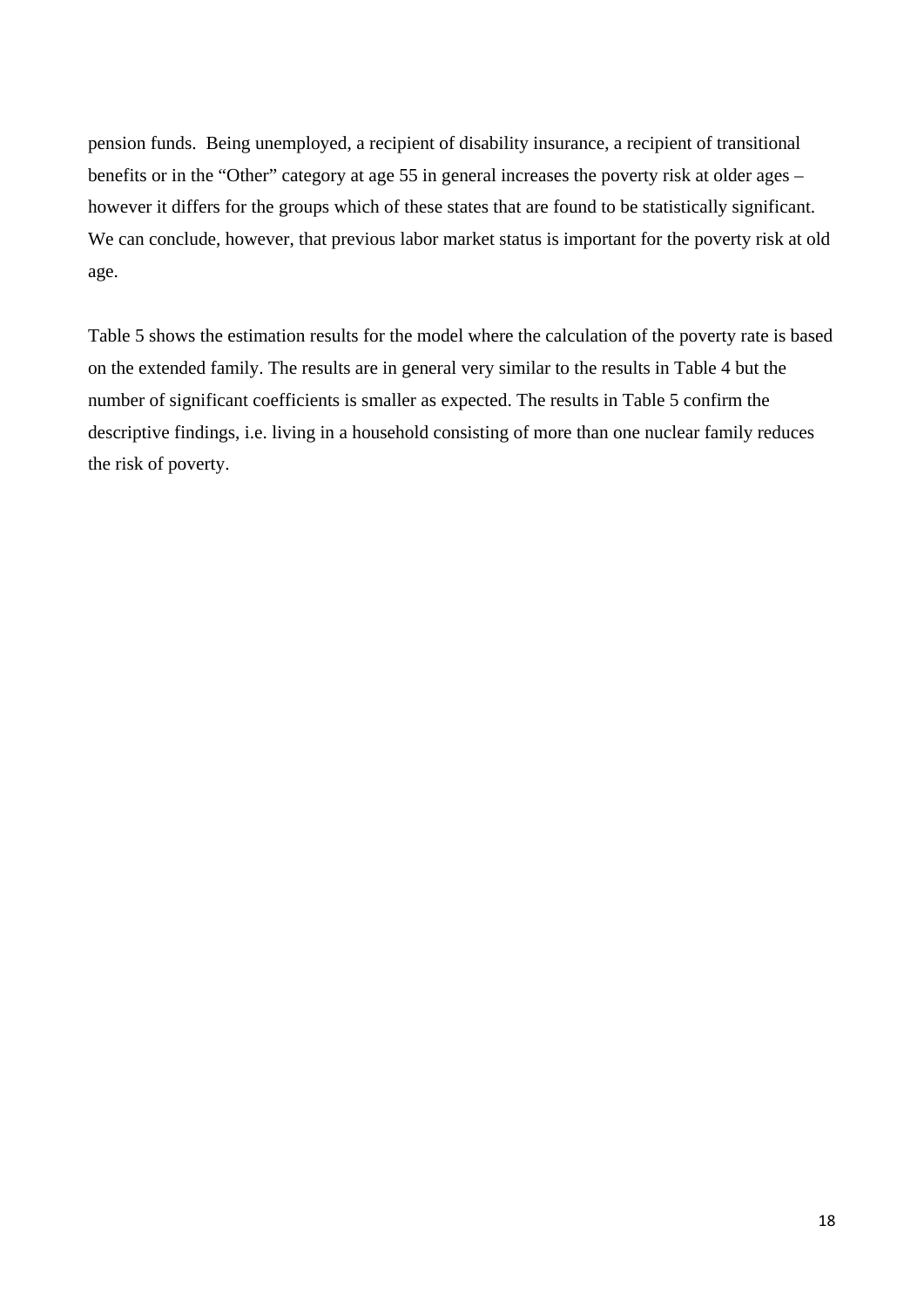pension funds. Being unemployed, a recipient of disability insurance, a recipient of transitional benefits or in the “Other” category at age 55 in general increases the poverty risk at older ages – however it differs for the groups which of these states that are found to be statistically significant. We can conclude, however, that previous labor market status is important for the poverty risk at old age.

Table 5 shows the estimation results for the model where the calculation of the poverty rate is based on the extended family. The results are in general very similar to the results in Table 4 but the number of significant coefficients is smaller as expected. The results in Table 5 confirm the descriptive findings, i.e. living in a household consisting of more than one nuclear family reduces the risk of poverty.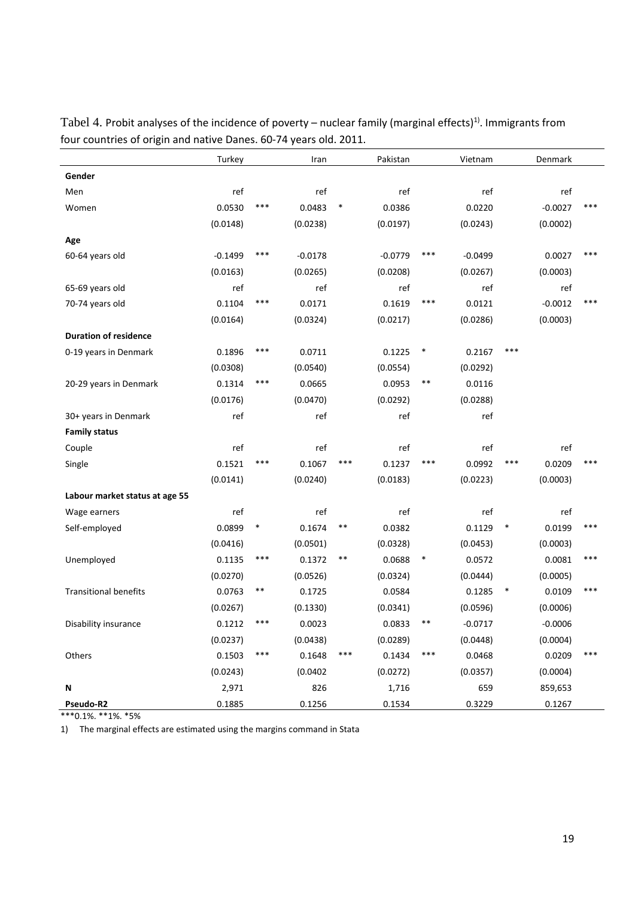Tabel 4. Probit analyses of the incidence of poverty – nuclear family (marginal effects)[1]. Immigrants from four countries of origin and native Danes. 60-74 years old. 2011.

| | Turkey | | Iran | | Pakistan | | Vietnam | | Denmark | |
|---|---|---|---|---|---|---|---|---|---|---|
| **Gender** | | | | | | | | | | |
| Men | ref | | ref | | ref | | ref | | ref | |
| Women | 0.0530 | *** | 0.0483 | * | 0.0386 | | 0.0220 | | -0.0027 | *** |
| | (0.0148) | | (0.0238) | | (0.0197) | | (0.0243) | | (0.0002) | |
| **Age** | | | | | | | | | | |
| 60-64 years old | -0.1499 | *** | -0.0178 | | -0.0779 | *** | -0.0499 | | 0.0027 | *** |
| | (0.0163) | | (0.0265) | | (0.0208) | | (0.0267) | | (0.0003) | |
| 65-69 years old | ref | | ref | | ref | | ref | | ref | |
| 70-74 years old | 0.1104 | *** | 0.0171 | | 0.1619 | *** | 0.0121 | | -0.0012 | *** |
| | (0.0164) | | (0.0324) | | (0.0217) | | (0.0286) | | (0.0003) | |
| **Duration of residence** | | | | | | | | | | |
| 0-19 years in Denmark | 0.1896 | *** | 0.0711 | | 0.1225 | * | 0.2167 | *** | | |
| | (0.0308) | | (0.0540) | | (0.0554) | | (0.0292) | | | |
| 20-29 years in Denmark | 0.1314 | *** | 0.0665 | | 0.0953 | ** | 0.0116 | | | |
| | (0.0176) | | (0.0470) | | (0.0292) | | (0.0288) | | | |
| 30+ years in Denmark | ref | | ref | | ref | | ref | | | |
| **Family status** | | | | | | | | | | |
| Couple | ref | | ref | | ref | | ref | | ref | |
| Single | 0.1521 | *** | 0.1067 | *** | 0.1237 | *** | 0.0992 | *** | 0.0209 | *** |
| | (0.0141) | | (0.0240) | | (0.0183) | | (0.0223) | | (0.0003) | |
| **Labour market status at age 55** | | | | | | | | | | |
| Wage earners | ref | | ref | | ref | | ref | | ref | |
| Self-employed | 0.0899 | * | 0.1674 | ** | 0.0382 | | 0.1129 | * | 0.0199 | *** |
| | (0.0416) | | (0.0501) | | (0.0328) | | (0.0453) | | (0.0003) | |
| Unemployed | 0.1135 | *** | 0.1372 | ** | 0.0688 | * | 0.0572 | | 0.0081 | *** |
| | (0.0270) | | (0.0526) | | (0.0324) | | (0.0444) | | (0.0005) | |
| Transitional benefits | 0.0763 | ** | 0.1725 | | 0.0584 | | 0.1285 | * | 0.0109 | *** |
| | (0.0267) | | (0.1330) | | (0.0341) | | (0.0596) | | (0.0006) | |
| Disability insurance | 0.1212 | *** | 0.0023 | | 0.0833 | ** | -0.0717 | | -0.0006 | |
| | (0.0237) | | (0.0438) | | (0.0289) | | (0.0448) | | (0.0004) | |
| Others | 0.1503 | *** | 0.1648 | *** | 0.1434 | *** | 0.0468 | | 0.0209 | *** |
| | (0.0243) | | (0.0402 | | (0.0272) | | (0.0357) | | (0.0004) | |
| **N** | 2,971 | | 826 | | 1,716 | | 659 | | 859,653 | |
| **Pseudo-R2** | 0.1885 | | 0.1256 | | 0.1534 | | 0.3229 | | 0.1267 | |

***0.1%. **1%. *5%

1) The marginal effects are estimated using the margins command in Stata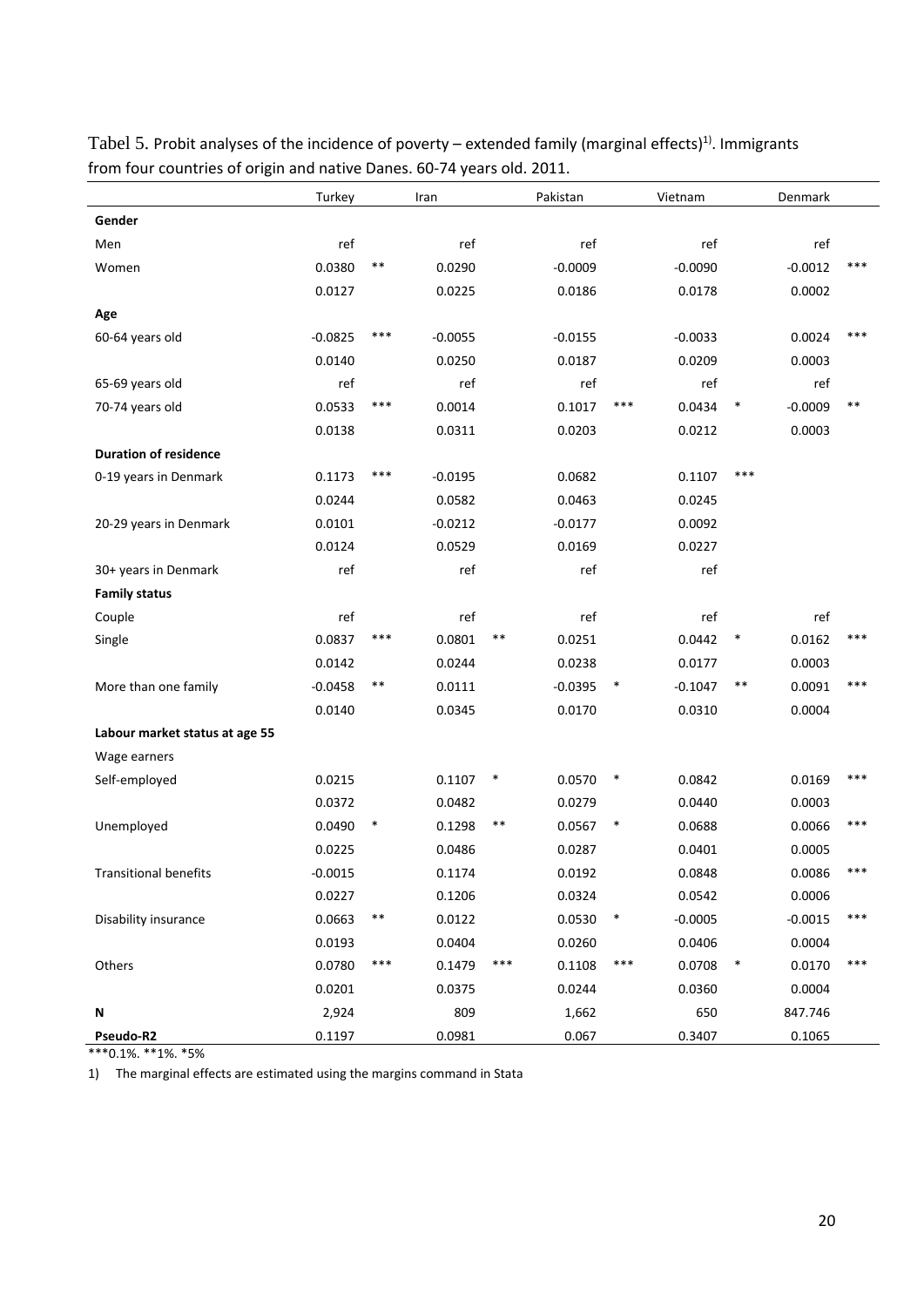Tabel 5. Probit analyses of the incidence of poverty – extended family (marginal effects)[1]. Immigrants from four countries of origin and native Danes. 60-74 years old. 2011.

| | Turkey | | Iran | | Pakistan | | Vietnam | | Denmark | |
|---|---|---|---|---|---|---|---|---|---|---|
| **Gender** | | | | | | | | | | |
| Men | ref | | ref | | ref | | ref | | ref | |
| Women | 0.0380 | ** | 0.0290 | | -0.0009 | | -0.0090 | | -0.0012 | *** |
| | 0.0127 | | 0.0225 | | 0.0186 | | 0.0178 | | 0.0002 | |
| **Age** | | | | | | | | | | |
| 60-64 years old | -0.0825 | *** | -0.0055 | | -0.0155 | | -0.0033 | | 0.0024 | *** |
| | 0.0140 | | 0.0250 | | 0.0187 | | 0.0209 | | 0.0003 | |
| 65-69 years old | ref | | ref | | ref | | ref | | ref | |
| 70-74 years old | 0.0533 | *** | 0.0014 | | 0.1017 | *** | 0.0434 | * | -0.0009 | ** |
| | 0.0138 | | 0.0311 | | 0.0203 | | 0.0212 | | 0.0003 | |
| **Duration of residence** | | | | | | | | | | |
| 0-19 years in Denmark | 0.1173 | *** | -0.0195 | | 0.0682 | | 0.1107 | *** | | |
| | 0.0244 | | 0.0582 | | 0.0463 | | 0.0245 | | | |
| 20-29 years in Denmark | 0.0101 | | -0.0212 | | -0.0177 | | 0.0092 | | | |
| | 0.0124 | | 0.0529 | | 0.0169 | | 0.0227 | | | |
| 30+ years in Denmark | ref | | ref | | ref | | ref | | | |
| **Family status** | | | | | | | | | | |
| Couple | ref | | ref | | ref | | ref | | ref | |
| Single | 0.0837 | *** | 0.0801 | ** | 0.0251 | | 0.0442 | * | 0.0162 | *** |
| | 0.0142 | | 0.0244 | | 0.0238 | | 0.0177 | | 0.0003 | |
| More than one family | -0.0458 | ** | 0.0111 | | -0.0395 | * | -0.1047 | ** | 0.0091 | *** |
| | 0.0140 | | 0.0345 | | 0.0170 | | 0.0310 | | 0.0004 | |
| **Labour market status at age 55** | | | | | | | | | | |
| Wage earners | | | | | | | | | | |
| Self-employed | 0.0215 | | 0.1107 | * | 0.0570 | * | 0.0842 | | 0.0169 | *** |
| | 0.0372 | | 0.0482 | | 0.0279 | | 0.0440 | | 0.0003 | |
| Unemployed | 0.0490 | * | 0.1298 | ** | 0.0567 | * | 0.0688 | | 0.0066 | *** |
| | 0.0225 | | 0.0486 | | 0.0287 | | 0.0401 | | 0.0005 | |
| Transitional benefits | -0.0015 | | 0.1174 | | 0.0192 | | 0.0848 | | 0.0086 | *** |
| | 0.0227 | | 0.1206 | | 0.0324 | | 0.0542 | | 0.0006 | |
| Disability insurance | 0.0663 | ** | 0.0122 | | 0.0530 | * | -0.0005 | | -0.0015 | *** |
| | 0.0193 | | 0.0404 | | 0.0260 | | 0.0406 | | 0.0004 | |
| Others | 0.0780 | *** | 0.1479 | *** | 0.1108 | *** | 0.0708 | * | 0.0170 | *** |
| | 0.0201 | | 0.0375 | | 0.0244 | | 0.0360 | | 0.0004 | |
| **N** | 2,924 | | 809 | | 1,662 | | 650 | | 847.746 | |
| **Pseudo-R2** | 0.1197 | | 0.0981 | | 0.067 | | 0.3407 | | 0.1065 | |

***0.1%. **1%. *5%

1) The marginal effects are estimated using the margins command in Stata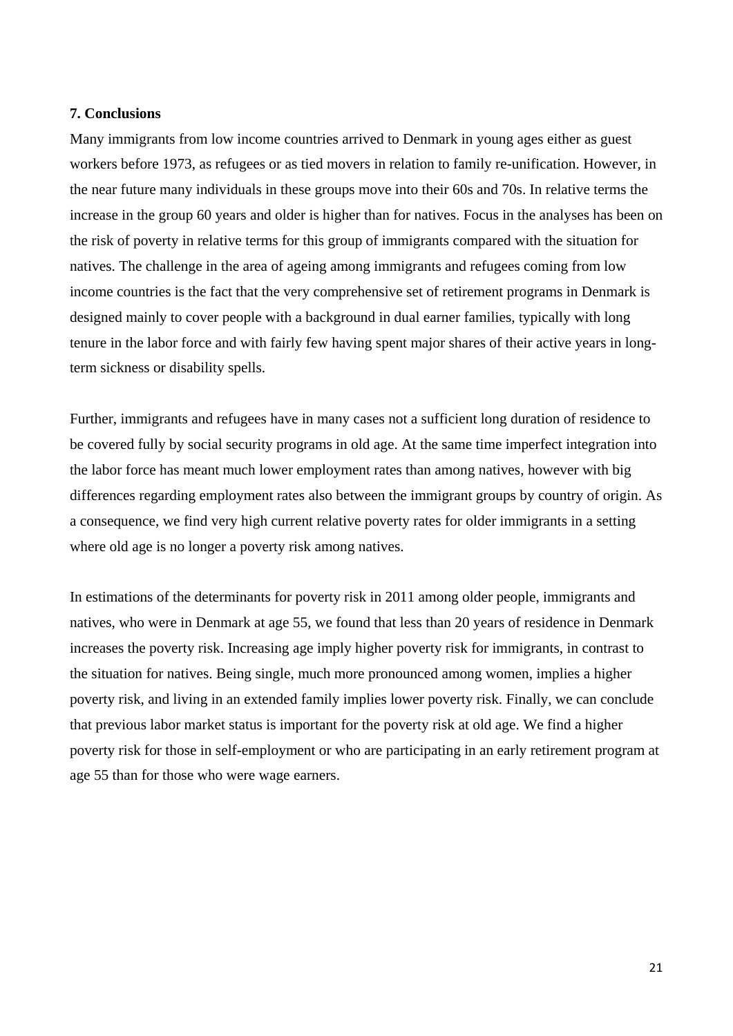**7. Conclusions**

Many immigrants from low income countries arrived to Denmark in young ages either as guest workers before 1973, as refugees or as tied movers in relation to family re-unification. However, in the near future many individuals in these groups move into their 60s and 70s. In relative terms the increase in the group 60 years and older is higher than for natives. Focus in the analyses has been on the risk of poverty in relative terms for this group of immigrants compared with the situation for natives. The challenge in the area of ageing among immigrants and refugees coming from low income countries is the fact that the very comprehensive set of retirement programs in Denmark is designed mainly to cover people with a background in dual earner families, typically with long tenure in the labor force and with fairly few having spent major shares of their active years in long-term sickness or disability spells.

Further, immigrants and refugees have in many cases not a sufficient long duration of residence to be covered fully by social security programs in old age. At the same time imperfect integration into the labor force has meant much lower employment rates than among natives, however with big differences regarding employment rates also between the immigrant groups by country of origin. As a consequence, we find very high current relative poverty rates for older immigrants in a setting where old age is no longer a poverty risk among natives.

In estimations of the determinants for poverty risk in 2011 among older people, immigrants and natives, who were in Denmark at age 55, we found that less than 20 years of residence in Denmark increases the poverty risk. Increasing age imply higher poverty risk for immigrants, in contrast to the situation for natives. Being single, much more pronounced among women, implies a higher poverty risk, and living in an extended family implies lower poverty risk. Finally, we can conclude that previous labor market status is important for the poverty risk at old age. We find a higher poverty risk for those in self-employment or who are participating in an early retirement program at age 55 than for those who were wage earners.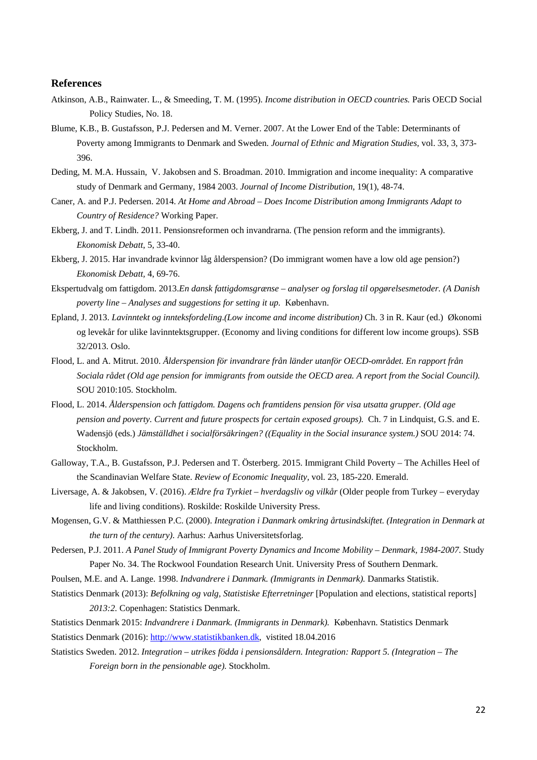## References

Atkinson, A.B., Rainwater. L., & Smeeding, T. M. (1995). *Income distribution in OECD countries.* Paris OECD Social Policy Studies, No. 18.

Blume, K.B., B. Gustafsson, P.J. Pedersen and M. Verner. 2007. At the Lower End of the Table: Determinants of Poverty among Immigrants to Denmark and Sweden. *Journal of Ethnic and Migration Studies*, vol. 33, 3, 373-396.

Deding, M. M.A. Hussain, V. Jakobsen and S. Broadman. 2010. Immigration and income inequality: A comparative study of Denmark and Germany, 1984 2003. *Journal of Income Distribution*, 19(1), 48-74.

Caner, A. and P.J. Pedersen. 2014. *At Home and Abroad – Does Income Distribution among Immigrants Adapt to Country of Residence?* Working Paper.

Ekberg, J. and T. Lindh. 2011. Pensionsreformen och invandrarna. (The pension reform and the immigrants). *Ekonomisk Debatt*, 5, 33-40.

Ekberg, J. 2015. Har invandrade kvinnor låg ålderspension? (Do immigrant women have a low old age pension?) *Ekonomisk Debatt*, 4, 69-76.

Ekspertudvalg om fattigdom. 2013.*En dansk fattigdomsgrænse – analyser og forslag til opgørelsesmetoder. (A Danish poverty line – Analyses and suggestions for setting it up.* København.

Epland, J. 2013. *Lavinntekt og innteksfordeling.(Low income and income distribution)* Ch. 3 in R. Kaur (ed.) Økonomi og levekår for ulike lavinntektsgrupper. (Economy and living conditions for different low income groups). SSB 32/2013. Oslo.

Flood, L. and A. Mitrut. 2010. *Ålderspension för invandrare från länder utanför OECD-området. En rapport från Sociala rådet (Old age pension for immigrants from outside the OECD area. A report from the Social Council).* SOU 2010:105. Stockholm.

Flood, L. 2014. *Ålderspension och fattigdom. Dagens och framtidens pension för visa utsatta grupper. (Old age pension and poverty. Current and future prospects for certain exposed groups).* Ch. 7 in Lindquist, G.S. and E. Wadensjö (eds.) *Jämställdhet i socialförsäkringen? ((Equality in the Social insurance system.)* SOU 2014: 74. Stockholm.

Galloway, T.A., B. Gustafsson, P.J. Pedersen and T. Österberg. 2015. Immigrant Child Poverty – The Achilles Heel of the Scandinavian Welfare State. *Review of Economic Inequality*, vol. 23, 185-220. Emerald.

Liversage, A. & Jakobsen, V. (2016). *Ældre fra Tyrkiet – hverdagsliv og vilkår* (Older people from Turkey – everyday life and living conditions). Roskilde: Roskilde University Press.

Mogensen, G.V. & Matthiessen P.C. (2000). *Integration i Danmark omkring årtusindskiftet. (Integration in Denmark at the turn of the century).* Aarhus: Aarhus Universitetsforlag.

Pedersen, P.J. 2011. *A Panel Study of Immigrant Poverty Dynamics and Income Mobility – Denmark, 1984-2007.* Study Paper No. 34. The Rockwool Foundation Research Unit. University Press of Southern Denmark.

Poulsen, M.E. and A. Lange. 1998. *Indvandrere i Danmark. (Immigrants in Denmark).* Danmarks Statistik.

Statistics Denmark (2013): *Befolkning og valg, Statistiske Efterretninger* [Population and elections, statistical reports] *2013:2.* Copenhagen: Statistics Denmark.

Statistics Denmark 2015: *Indvandrere i Danmark. (Immigrants in Denmark).* København. Statistics Denmark

Statistics Denmark (2016): http://www.statistikbanken.dk, vistited 18.04.2016

Statistics Sweden. 2012. *Integration – utrikes födda i pensionsåldern. Integration: Rapport 5. (Integration – The Foreign born in the pensionable age).* Stockholm.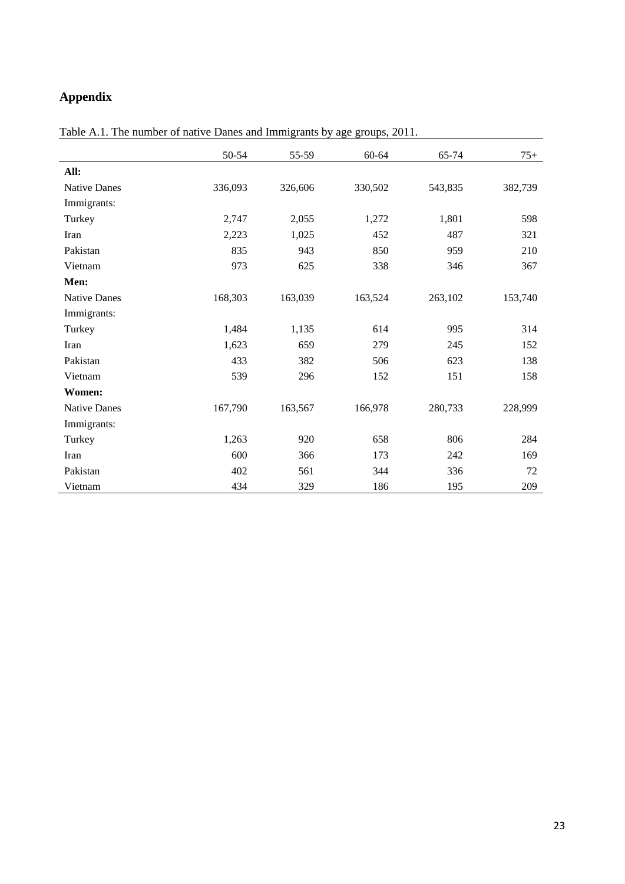## Appendix

Table A.1. The number of native Danes and Immigrants by age groups, 2011.

| | 50-54 | 55-59 | 60-64 | 65-74 | 75+ |
|---|---|---|---|---|---|
| **All:** | | | | | |
| Native Danes | 336,093 | 326,606 | 330,502 | 543,835 | 382,739 |
| Immigrants: | | | | | |
| Turkey | 2,747 | 2,055 | 1,272 | 1,801 | 598 |
| Iran | 2,223 | 1,025 | 452 | 487 | 321 |
| Pakistan | 835 | 943 | 850 | 959 | 210 |
| Vietnam | 973 | 625 | 338 | 346 | 367 |
| **Men:** | | | | | |
| Native Danes | 168,303 | 163,039 | 163,524 | 263,102 | 153,740 |
| Immigrants: | | | | | |
| Turkey | 1,484 | 1,135 | 614 | 995 | 314 |
| Iran | 1,623 | 659 | 279 | 245 | 152 |
| Pakistan | 433 | 382 | 506 | 623 | 138 |
| Vietnam | 539 | 296 | 152 | 151 | 158 |
| **Women:** | | | | | |
| Native Danes | 167,790 | 163,567 | 166,978 | 280,733 | 228,999 |
| Immigrants: | | | | | |
| Turkey | 1,263 | 920 | 658 | 806 | 284 |
| Iran | 600 | 366 | 173 | 242 | 169 |
| Pakistan | 402 | 561 | 344 | 336 | 72 |
| Vietnam | 434 | 329 | 186 | 195 | 209 |